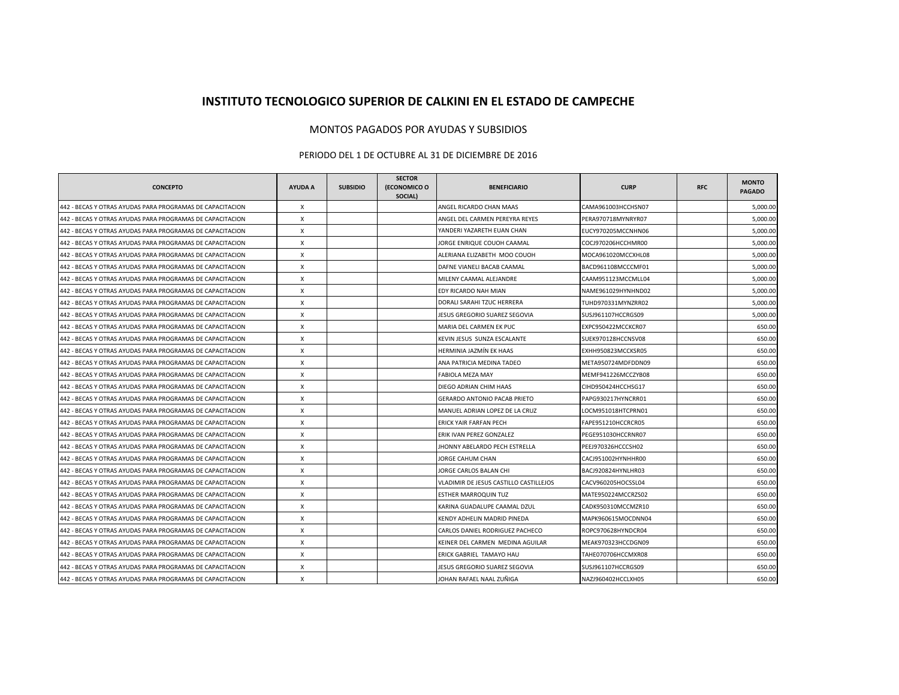# INSTITUTO TECNOLOGICO SUPERIOR DE CALKINI EN EL ESTADO DE CAMPECHE

## MONTOS PAGADOS POR AYUDAS Y SUBSIDIOS

### PERIODO DEL 1 DE OCTUBRE AL 31 DE DICIEMBRE DE 2016

| CONCEPTO | AYUDA A | SUBSIDIO | SECTOR (ECONOMICO O SOCIAL) | BENEFICIARIO | CURP | RFC | MONTO PAGADO |
|---|---|---|---|---|---|---|---|
| 442 - BECAS Y OTRAS AYUDAS PARA PROGRAMAS DE CAPACITACION | X | | | ANGEL RICARDO CHAN MAAS | CAMA961003HCCHSN07 | | 5,000.00 |
| 442 - BECAS Y OTRAS AYUDAS PARA PROGRAMAS DE CAPACITACION | X | | | ANGEL DEL CARMEN PEREYRA REYES | PERA970718MYNRYR07 | | 5,000.00 |
| 442 - BECAS Y OTRAS AYUDAS PARA PROGRAMAS DE CAPACITACION | X | | | YANDERI YAZARETH EUAN CHAN | EUCY970205MCCNHN06 | | 5,000.00 |
| 442 - BECAS Y OTRAS AYUDAS PARA PROGRAMAS DE CAPACITACION | X | | | JORGE ENRIQUE COUOH CAAMAL | COCJ970206HCCHMR00 | | 5,000.00 |
| 442 - BECAS Y OTRAS AYUDAS PARA PROGRAMAS DE CAPACITACION | X | | | ALERIANA ELIZABETH MOO COUOH | MOCA961020MCCXHL08 | | 5,000.00 |
| 442 - BECAS Y OTRAS AYUDAS PARA PROGRAMAS DE CAPACITACION | X | | | DAFNE VIANELI BACAB CAAMAL | BACD961108MCCCMF01 | | 5,000.00 |
| 442 - BECAS Y OTRAS AYUDAS PARA PROGRAMAS DE CAPACITACION | X | | | MILENY CAAMAL ALEJANDRE | CAAM951123MCCMLL04 | | 5,000.00 |
| 442 - BECAS Y OTRAS AYUDAS PARA PROGRAMAS DE CAPACITACION | X | | | EDY RICARDO NAH MIAN | NAME961029HYNHND02 | | 5,000.00 |
| 442 - BECAS Y OTRAS AYUDAS PARA PROGRAMAS DE CAPACITACION | X | | | DORALI SARAHI TZUC HERRERA | TUHD970331MYNZRR02 | | 5,000.00 |
| 442 - BECAS Y OTRAS AYUDAS PARA PROGRAMAS DE CAPACITACION | X | | | JESUS GREGORIO SUAREZ SEGOVIA | SUSJ961107HCCRGS09 | | 5,000.00 |
| 442 - BECAS Y OTRAS AYUDAS PARA PROGRAMAS DE CAPACITACION | X | | | MARIA DEL CARMEN EK PUC | EXPC950422MCCKCR07 | | 650.00 |
| 442 - BECAS Y OTRAS AYUDAS PARA PROGRAMAS DE CAPACITACION | X | | | KEVIN JESUS SUNZA ESCALANTE | SUEK970128HCCNSV08 | | 650.00 |
| 442 - BECAS Y OTRAS AYUDAS PARA PROGRAMAS DE CAPACITACION | X | | | HERMINIA JAZMÍN EK HAAS | EXHH950823MCCKSR05 | | 650.00 |
| 442 - BECAS Y OTRAS AYUDAS PARA PROGRAMAS DE CAPACITACION | X | | | ANA PATRICIA MEDINA TADEO | META950724MDFDDN09 | | 650.00 |
| 442 - BECAS Y OTRAS AYUDAS PARA PROGRAMAS DE CAPACITACION | X | | | FABIOLA MEZA MAY | MEMF941226MCCZYB08 | | 650.00 |
| 442 - BECAS Y OTRAS AYUDAS PARA PROGRAMAS DE CAPACITACION | X | | | DIEGO ADRIAN CHIM HAAS | CIHD950424HCCHSG17 | | 650.00 |
| 442 - BECAS Y OTRAS AYUDAS PARA PROGRAMAS DE CAPACITACION | X | | | GERARDO ANTONIO PACAB PRIETO | PAPG930217HYNCRR01 | | 650.00 |
| 442 - BECAS Y OTRAS AYUDAS PARA PROGRAMAS DE CAPACITACION | X | | | MANUEL ADRIAN LOPEZ DE LA CRUZ | LOCM951018HTCPRN01 | | 650.00 |
| 442 - BECAS Y OTRAS AYUDAS PARA PROGRAMAS DE CAPACITACION | X | | | ERICK YAIR FARFAN PECH | FAPE951210HCCRCR05 | | 650.00 |
| 442 - BECAS Y OTRAS AYUDAS PARA PROGRAMAS DE CAPACITACION | X | | | ERIK IVAN PEREZ GONZALEZ | PEGE951030HCCRNR07 | | 650.00 |
| 442 - BECAS Y OTRAS AYUDAS PARA PROGRAMAS DE CAPACITACION | X | | | JHONNY ABELARDO PECH ESTRELLA | PEEJ970326HCCCSH02 | | 650.00 |
| 442 - BECAS Y OTRAS AYUDAS PARA PROGRAMAS DE CAPACITACION | X | | | JORGE CAHUM CHAN | CACJ951002HYNHHR00 | | 650.00 |
| 442 - BECAS Y OTRAS AYUDAS PARA PROGRAMAS DE CAPACITACION | X | | | JORGE CARLOS BALAN CHI | BACJ920824HYNLHR03 | | 650.00 |
| 442 - BECAS Y OTRAS AYUDAS PARA PROGRAMAS DE CAPACITACION | X | | | VLADIMIR DE JESUS CASTILLO CASTILLEJOS | CACV960205HOCSSL04 | | 650.00 |
| 442 - BECAS Y OTRAS AYUDAS PARA PROGRAMAS DE CAPACITACION | X | | | ESTHER MARROQUIN TUZ | MATE950224MCCRZS02 | | 650.00 |
| 442 - BECAS Y OTRAS AYUDAS PARA PROGRAMAS DE CAPACITACION | X | | | KARINA GUADALUPE CAAMAL DZUL | CADK950310MCCMZR10 | | 650.00 |
| 442 - BECAS Y OTRAS AYUDAS PARA PROGRAMAS DE CAPACITACION | X | | | KENDY ADHELIN MADRID PINEDA | MAPK960615MOCDNN04 | | 650.00 |
| 442 - BECAS Y OTRAS AYUDAS PARA PROGRAMAS DE CAPACITACION | X | | | CARLOS DANIEL RODRIGUEZ PACHECO | ROPC970628HYNDCR04 | | 650.00 |
| 442 - BECAS Y OTRAS AYUDAS PARA PROGRAMAS DE CAPACITACION | X | | | KEINER DEL CARMEN MEDINA AGUILAR | MEAK970323HCCDGN09 | | 650.00 |
| 442 - BECAS Y OTRAS AYUDAS PARA PROGRAMAS DE CAPACITACION | X | | | ERICK GABRIEL TAMAYO HAU | TAHE070706HCCMXR08 | | 650.00 |
| 442 - BECAS Y OTRAS AYUDAS PARA PROGRAMAS DE CAPACITACION | X | | | JESUS GREGORIO SUAREZ SEGOVIA | SUSJ961107HCCRGS09 | | 650.00 |
| 442 - BECAS Y OTRAS AYUDAS PARA PROGRAMAS DE CAPACITACION | X | | | JOHAN RAFAEL NAAL ZUÑIGA | NAZJ960402HCCLXH05 | | 650.00 |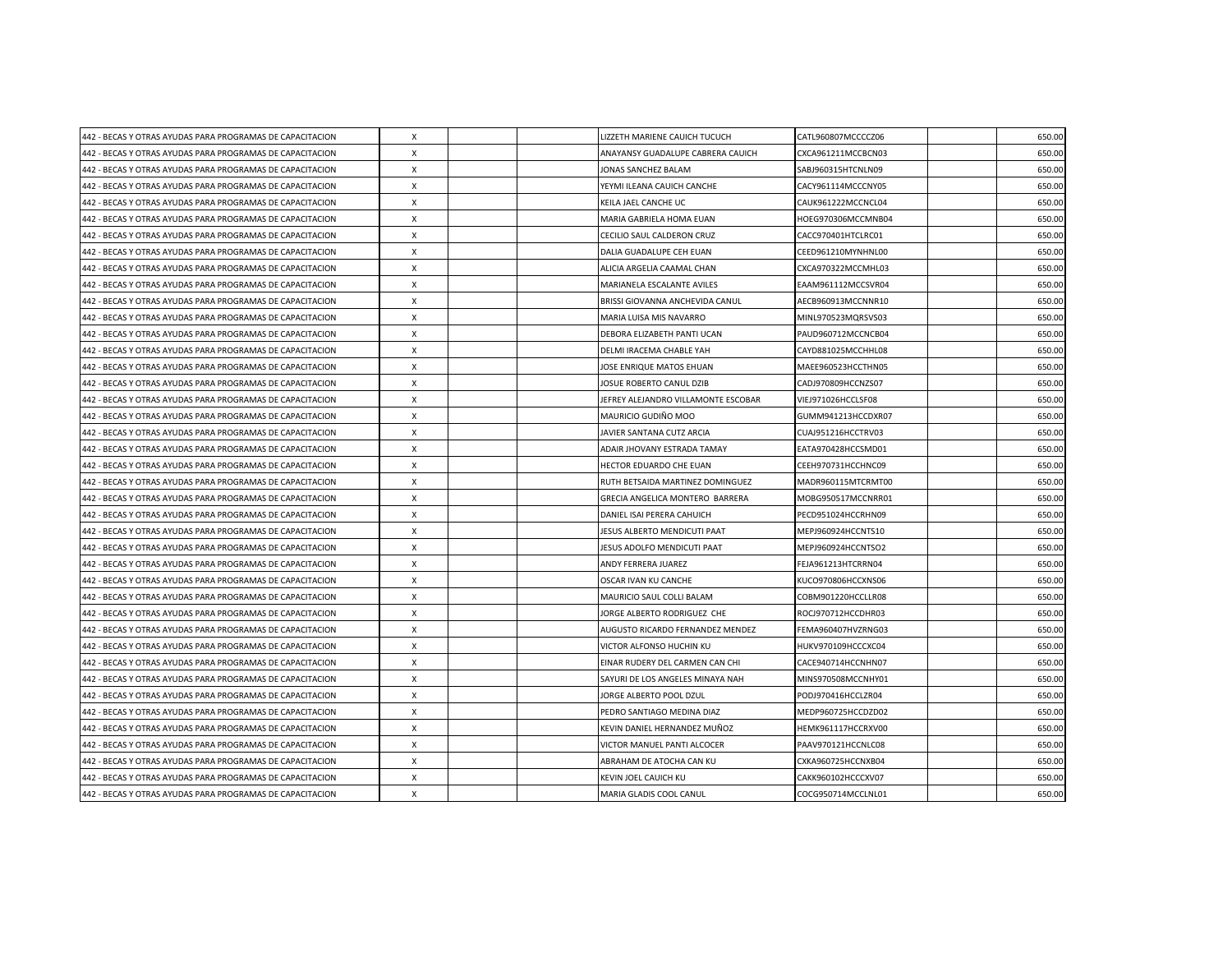| | | | | | | | |
|---|---|---|---|---|---|---|---|
| 442 - BECAS Y OTRAS AYUDAS PARA PROGRAMAS DE CAPACITACION | X | | | LIZZETH MARIENE CAUICH TUCUCH | CATL960807MCCCCZ06 | | 650.00 |
| 442 - BECAS Y OTRAS AYUDAS PARA PROGRAMAS DE CAPACITACION | X | | | ANAYANSY GUADALUPE CABRERA CAUICH | CXCA961211MCCBCN03 | | 650.00 |
| 442 - BECAS Y OTRAS AYUDAS PARA PROGRAMAS DE CAPACITACION | X | | | JONAS SANCHEZ BALAM | SABJ960315HTCNLN09 | | 650.00 |
| 442 - BECAS Y OTRAS AYUDAS PARA PROGRAMAS DE CAPACITACION | X | | | YEYMI ILEANA CAUICH CANCHE | CACY961114MCCCNY05 | | 650.00 |
| 442 - BECAS Y OTRAS AYUDAS PARA PROGRAMAS DE CAPACITACION | X | | | KEILA JAEL CANCHE UC | CAUK961222MCCNCL04 | | 650.00 |
| 442 - BECAS Y OTRAS AYUDAS PARA PROGRAMAS DE CAPACITACION | X | | | MARIA GABRIELA HOMA EUAN | HOEG970306MCCMNB04 | | 650.00 |
| 442 - BECAS Y OTRAS AYUDAS PARA PROGRAMAS DE CAPACITACION | X | | | CECILIO SAUL CALDERON CRUZ | CACC970401HTCLRC01 | | 650.00 |
| 442 - BECAS Y OTRAS AYUDAS PARA PROGRAMAS DE CAPACITACION | X | | | DALIA GUADALUPE CEH EUAN | CEED961210MYNHNL00 | | 650.00 |
| 442 - BECAS Y OTRAS AYUDAS PARA PROGRAMAS DE CAPACITACION | X | | | ALICIA ARGELIA CAAMAL CHAN | CXCA970322MCCMHL03 | | 650.00 |
| 442 - BECAS Y OTRAS AYUDAS PARA PROGRAMAS DE CAPACITACION | X | | | MARIANELA ESCALANTE AVILES | EAAM961112MCCSVR04 | | 650.00 |
| 442 - BECAS Y OTRAS AYUDAS PARA PROGRAMAS DE CAPACITACION | X | | | BRISSI GIOVANNA ANCHEVIDA CANUL | AECB960913MCCNNR10 | | 650.00 |
| 442 - BECAS Y OTRAS AYUDAS PARA PROGRAMAS DE CAPACITACION | X | | | MARIA LUISA MIS NAVARRO | MINL970523MQRSVS03 | | 650.00 |
| 442 - BECAS Y OTRAS AYUDAS PARA PROGRAMAS DE CAPACITACION | X | | | DEBORA ELIZABETH PANTI UCAN | PAUD960712MCCNCB04 | | 650.00 |
| 442 - BECAS Y OTRAS AYUDAS PARA PROGRAMAS DE CAPACITACION | X | | | DELMI IRACEMA CHABLE YAH | CAYD881025MCCHHL08 | | 650.00 |
| 442 - BECAS Y OTRAS AYUDAS PARA PROGRAMAS DE CAPACITACION | X | | | JOSE ENRIQUE MATOS EHUAN | MAEE960523HCCTHN05 | | 650.00 |
| 442 - BECAS Y OTRAS AYUDAS PARA PROGRAMAS DE CAPACITACION | X | | | JOSUE ROBERTO CANUL DZIB | CADJ970809HCCNZS07 | | 650.00 |
| 442 - BECAS Y OTRAS AYUDAS PARA PROGRAMAS DE CAPACITACION | X | | | JEFREY ALEJANDRO VILLAMONTE ESCOBAR | VIEJ971026HCCLSF08 | | 650.00 |
| 442 - BECAS Y OTRAS AYUDAS PARA PROGRAMAS DE CAPACITACION | X | | | MAURICIO GUDIÑO MOO | GUMM941213HCCDXR07 | | 650.00 |
| 442 - BECAS Y OTRAS AYUDAS PARA PROGRAMAS DE CAPACITACION | X | | | JAVIER SANTANA CUTZ ARCIA | CUAJ951216HCCTRV03 | | 650.00 |
| 442 - BECAS Y OTRAS AYUDAS PARA PROGRAMAS DE CAPACITACION | X | | | ADAIR JHOVANY ESTRADA TAMAY | EATA970428HCCSMD01 | | 650.00 |
| 442 - BECAS Y OTRAS AYUDAS PARA PROGRAMAS DE CAPACITACION | X | | | HECTOR EDUARDO CHE EUAN | CEEH970731HCCHNC09 | | 650.00 |
| 442 - BECAS Y OTRAS AYUDAS PARA PROGRAMAS DE CAPACITACION | X | | | RUTH BETSAIDA MARTINEZ DOMINGUEZ | MADR960115MTCRMT00 | | 650.00 |
| 442 - BECAS Y OTRAS AYUDAS PARA PROGRAMAS DE CAPACITACION | X | | | GRECIA ANGELICA MONTERO BARRERA | MOBG950517MCCNRR01 | | 650.00 |
| 442 - BECAS Y OTRAS AYUDAS PARA PROGRAMAS DE CAPACITACION | X | | | DANIEL ISAI PERERA CAHUICH | PECD951024HCCRHN09 | | 650.00 |
| 442 - BECAS Y OTRAS AYUDAS PARA PROGRAMAS DE CAPACITACION | X | | | JESUS ALBERTO MENDICUTI PAAT | MEPJ960924HCCNTS10 | | 650.00 |
| 442 - BECAS Y OTRAS AYUDAS PARA PROGRAMAS DE CAPACITACION | X | | | JESUS ADOLFO MENDICUTI PAAT | MEPJ960924HCCNTSO2 | | 650.00 |
| 442 - BECAS Y OTRAS AYUDAS PARA PROGRAMAS DE CAPACITACION | X | | | ANDY FERRERA JUAREZ | FEJA961213HTCRRN04 | | 650.00 |
| 442 - BECAS Y OTRAS AYUDAS PARA PROGRAMAS DE CAPACITACION | X | | | OSCAR IVAN KU CANCHE | KUCO970806HCCXNS06 | | 650.00 |
| 442 - BECAS Y OTRAS AYUDAS PARA PROGRAMAS DE CAPACITACION | X | | | MAURICIO SAUL COLLI BALAM | COBM901220HCCLLR08 | | 650.00 |
| 442 - BECAS Y OTRAS AYUDAS PARA PROGRAMAS DE CAPACITACION | X | | | JORGE ALBERTO RODRIGUEZ CHE | ROCJ970712HCCDHR03 | | 650.00 |
| 442 - BECAS Y OTRAS AYUDAS PARA PROGRAMAS DE CAPACITACION | X | | | AUGUSTO RICARDO FERNANDEZ MENDEZ | FEMA960407HVZRNG03 | | 650.00 |
| 442 - BECAS Y OTRAS AYUDAS PARA PROGRAMAS DE CAPACITACION | X | | | VICTOR ALFONSO HUCHIN KU | HUKV970109HCCCXC04 | | 650.00 |
| 442 - BECAS Y OTRAS AYUDAS PARA PROGRAMAS DE CAPACITACION | X | | | EINAR RUDERY DEL CARMEN CAN CHI | CACE940714HCCNHN07 | | 650.00 |
| 442 - BECAS Y OTRAS AYUDAS PARA PROGRAMAS DE CAPACITACION | X | | | SAYURI DE LOS ANGELES MINAYA NAH | MINS970508MCCNHY01 | | 650.00 |
| 442 - BECAS Y OTRAS AYUDAS PARA PROGRAMAS DE CAPACITACION | X | | | JORGE ALBERTO POOL DZUL | PODJ970416HCCLZR04 | | 650.00 |
| 442 - BECAS Y OTRAS AYUDAS PARA PROGRAMAS DE CAPACITACION | X | | | PEDRO SANTIAGO MEDINA DIAZ | MEDP960725HCCDZD02 | | 650.00 |
| 442 - BECAS Y OTRAS AYUDAS PARA PROGRAMAS DE CAPACITACION | X | | | KEVIN DANIEL HERNANDEZ MUÑOZ | HEMK961117HCCRXV00 | | 650.00 |
| 442 - BECAS Y OTRAS AYUDAS PARA PROGRAMAS DE CAPACITACION | X | | | VICTOR MANUEL PANTI ALCOCER | PAAV970121HCCNLC08 | | 650.00 |
| 442 - BECAS Y OTRAS AYUDAS PARA PROGRAMAS DE CAPACITACION | X | | | ABRAHAM DE ATOCHA CAN KU | CXKA960725HCCNXB04 | | 650.00 |
| 442 - BECAS Y OTRAS AYUDAS PARA PROGRAMAS DE CAPACITACION | X | | | KEVIN JOEL CAUICH KU | CAKK960102HCCCXV07 | | 650.00 |
| 442 - BECAS Y OTRAS AYUDAS PARA PROGRAMAS DE CAPACITACION | X | | | MARIA GLADIS COOL CANUL | COCG950714MCCLNL01 | | 650.00 |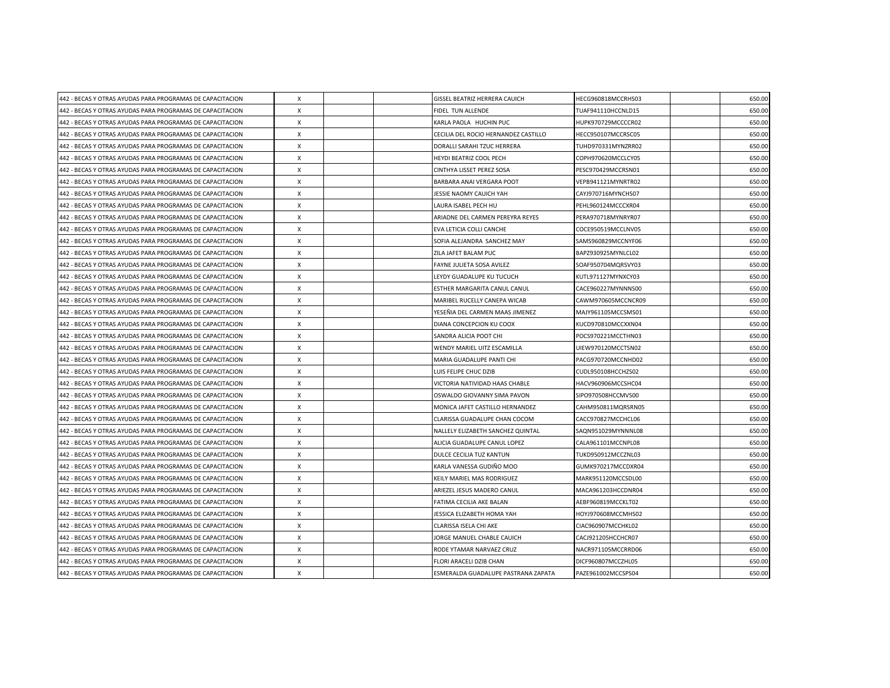| | | | | | | | |
|---|---|---|---|---|---|---|---|
| 442 - BECAS Y OTRAS AYUDAS PARA PROGRAMAS DE CAPACITACION | X | | | GISSEL BEATRIZ HERRERA CAUICH | HECG960818MCCRHS03 | | 650.00 |
| 442 - BECAS Y OTRAS AYUDAS PARA PROGRAMAS DE CAPACITACION | X | | | FIDEL TUN ALLENDE | TUAF941110HCCNLD15 | | 650.00 |
| 442 - BECAS Y OTRAS AYUDAS PARA PROGRAMAS DE CAPACITACION | X | | | KARLA PAOLA HUCHIN PUC | HUPK970729MCCCCR02 | | 650.00 |
| 442 - BECAS Y OTRAS AYUDAS PARA PROGRAMAS DE CAPACITACION | X | | | CECILIA DEL ROCIO HERNANDEZ CASTILLO | HECC950107MCCRSC05 | | 650.00 |
| 442 - BECAS Y OTRAS AYUDAS PARA PROGRAMAS DE CAPACITACION | X | | | DORALLI SARAHI TZUC HERRERA | TUHD970331MYNZRR02 | | 650.00 |
| 442 - BECAS Y OTRAS AYUDAS PARA PROGRAMAS DE CAPACITACION | X | | | HEYDI BEATRIZ COOL PECH | COPH970620MCCLCY05 | | 650.00 |
| 442 - BECAS Y OTRAS AYUDAS PARA PROGRAMAS DE CAPACITACION | X | | | CINTHYA LISSET PEREZ SOSA | PESC970429MCCRSN01 | | 650.00 |
| 442 - BECAS Y OTRAS AYUDAS PARA PROGRAMAS DE CAPACITACION | X | | | BARBARA ANAI VERGARA POOT | VEPB941121MYNRTR02 | | 650.00 |
| 442 - BECAS Y OTRAS AYUDAS PARA PROGRAMAS DE CAPACITACION | X | | | JESSIE NAOMY CAUICH YAH | CAYJ970716MYNCHS07 | | 650.00 |
| 442 - BECAS Y OTRAS AYUDAS PARA PROGRAMAS DE CAPACITACION | X | | | LAURA ISABEL PECH HU | PEHL960124MCCCXR04 | | 650.00 |
| 442 - BECAS Y OTRAS AYUDAS PARA PROGRAMAS DE CAPACITACION | X | | | ARIADNE DEL CARMEN PEREYRA REYES | PERA970718MYNRYR07 | | 650.00 |
| 442 - BECAS Y OTRAS AYUDAS PARA PROGRAMAS DE CAPACITACION | X | | | EVA LETICIA COLLI CANCHE | COCE950519MCCLNV05 | | 650.00 |
| 442 - BECAS Y OTRAS AYUDAS PARA PROGRAMAS DE CAPACITACION | X | | | SOFIA ALEJANDRA SANCHEZ MAY | SAMS960829MCCNYF06 | | 650.00 |
| 442 - BECAS Y OTRAS AYUDAS PARA PROGRAMAS DE CAPACITACION | X | | | ZILA JAFET BALAM PUC | BAPZ930925MYNLCL02 | | 650.00 |
| 442 - BECAS Y OTRAS AYUDAS PARA PROGRAMAS DE CAPACITACION | X | | | FAYNE JULIETA SOSA AVILEZ | SOAF950704MQRSVY03 | | 650.00 |
| 442 - BECAS Y OTRAS AYUDAS PARA PROGRAMAS DE CAPACITACION | X | | | LEYDY GUADALUPE KU TUCUCH | KUTL971127MYNXCY03 | | 650.00 |
| 442 - BECAS Y OTRAS AYUDAS PARA PROGRAMAS DE CAPACITACION | X | | | ESTHER MARGARITA CANUL CANUL | CACE960227MYNNNS00 | | 650.00 |
| 442 - BECAS Y OTRAS AYUDAS PARA PROGRAMAS DE CAPACITACION | X | | | MARIBEL RUCELLY CANEPA WICAB | CAWM970605MCCNCR09 | | 650.00 |
| 442 - BECAS Y OTRAS AYUDAS PARA PROGRAMAS DE CAPACITACION | X | | | YESEÑIA DEL CARMEN MAAS JIMENEZ | MAJY961105MCCSMS01 | | 650.00 |
| 442 - BECAS Y OTRAS AYUDAS PARA PROGRAMAS DE CAPACITACION | X | | | DIANA CONCEPCION KU COOX | KUCD970810MCCXXN04 | | 650.00 |
| 442 - BECAS Y OTRAS AYUDAS PARA PROGRAMAS DE CAPACITACION | X | | | SANDRA ALICIA POOT CHI | POCS970221MCCTHN03 | | 650.00 |
| 442 - BECAS Y OTRAS AYUDAS PARA PROGRAMAS DE CAPACITACION | X | | | WENDY MARIEL UITZ ESCAMILLA | UIEW970120MCCTSN02 | | 650.00 |
| 442 - BECAS Y OTRAS AYUDAS PARA PROGRAMAS DE CAPACITACION | X | | | MARIA GUADALUPE PANTI CHI | PACG970720MCCNHD02 | | 650.00 |
| 442 - BECAS Y OTRAS AYUDAS PARA PROGRAMAS DE CAPACITACION | X | | | LUIS FELIPE CHUC DZIB | CUDL950108HCCHZS02 | | 650.00 |
| 442 - BECAS Y OTRAS AYUDAS PARA PROGRAMAS DE CAPACITACION | X | | | VICTORIA NATIVIDAD HAAS CHABLE | HACV960906MCCSHC04 | | 650.00 |
| 442 - BECAS Y OTRAS AYUDAS PARA PROGRAMAS DE CAPACITACION | X | | | OSWALDO GIOVANNY SIMA PAVON | SIPO970508HCCMVS00 | | 650.00 |
| 442 - BECAS Y OTRAS AYUDAS PARA PROGRAMAS DE CAPACITACION | X | | | MONICA JAFET CASTILLO HERNANDEZ | CAHM950811MQRSRN05 | | 650.00 |
| 442 - BECAS Y OTRAS AYUDAS PARA PROGRAMAS DE CAPACITACION | X | | | CLARISSA GUADALUPE CHAN COCOM | CACC970827MCCHCL06 | | 650.00 |
| 442 - BECAS Y OTRAS AYUDAS PARA PROGRAMAS DE CAPACITACION | X | | | NALLELY ELIZABETH SANCHEZ QUINTAL | SAQN951029MYNNNL08 | | 650.00 |
| 442 - BECAS Y OTRAS AYUDAS PARA PROGRAMAS DE CAPACITACION | X | | | ALICIA GUADALUPE CANUL LOPEZ | CALA961101MCCNPL08 | | 650.00 |
| 442 - BECAS Y OTRAS AYUDAS PARA PROGRAMAS DE CAPACITACION | X | | | DULCE CECILIA TUZ KANTUN | TUKD950912MCCZNL03 | | 650.00 |
| 442 - BECAS Y OTRAS AYUDAS PARA PROGRAMAS DE CAPACITACION | X | | | KARLA VANESSA GUDIÑO MOO | GUMK970217MCCDXR04 | | 650.00 |
| 442 - BECAS Y OTRAS AYUDAS PARA PROGRAMAS DE CAPACITACION | X | | | KEILY MARIEL MAS RODRIGUEZ | MARK951120MCCSDL00 | | 650.00 |
| 442 - BECAS Y OTRAS AYUDAS PARA PROGRAMAS DE CAPACITACION | X | | | ARIEZEL JESUS MADERO CANUL | MACA961203HCCDNR04 | | 650.00 |
| 442 - BECAS Y OTRAS AYUDAS PARA PROGRAMAS DE CAPACITACION | X | | | FATIMA CECILIA AKE BALAN | AEBF960819MCCKLT02 | | 650.00 |
| 442 - BECAS Y OTRAS AYUDAS PARA PROGRAMAS DE CAPACITACION | X | | | JESSICA ELIZABETH HOMA YAH | HOYJ970608MCCMHS02 | | 650.00 |
| 442 - BECAS Y OTRAS AYUDAS PARA PROGRAMAS DE CAPACITACION | X | | | CLARISSA ISELA CHI AKE | CIAC960907MCCHKL02 | | 650.00 |
| 442 - BECAS Y OTRAS AYUDAS PARA PROGRAMAS DE CAPACITACION | X | | | JORGE MANUEL CHABLE CAUICH | CACJ921205HCCHCR07 | | 650.00 |
| 442 - BECAS Y OTRAS AYUDAS PARA PROGRAMAS DE CAPACITACION | X | | | RODE YTAMAR NARVAEZ CRUZ | NACR971105MCCRRD06 | | 650.00 |
| 442 - BECAS Y OTRAS AYUDAS PARA PROGRAMAS DE CAPACITACION | X | | | FLORI ARACELI DZIB CHAN | DICF960807MCCZHL05 | | 650.00 |
| 442 - BECAS Y OTRAS AYUDAS PARA PROGRAMAS DE CAPACITACION | X | | | ESMERALDA GUADALUPE PASTRANA ZAPATA | PAZE961002MCCSPS04 | | 650.00 |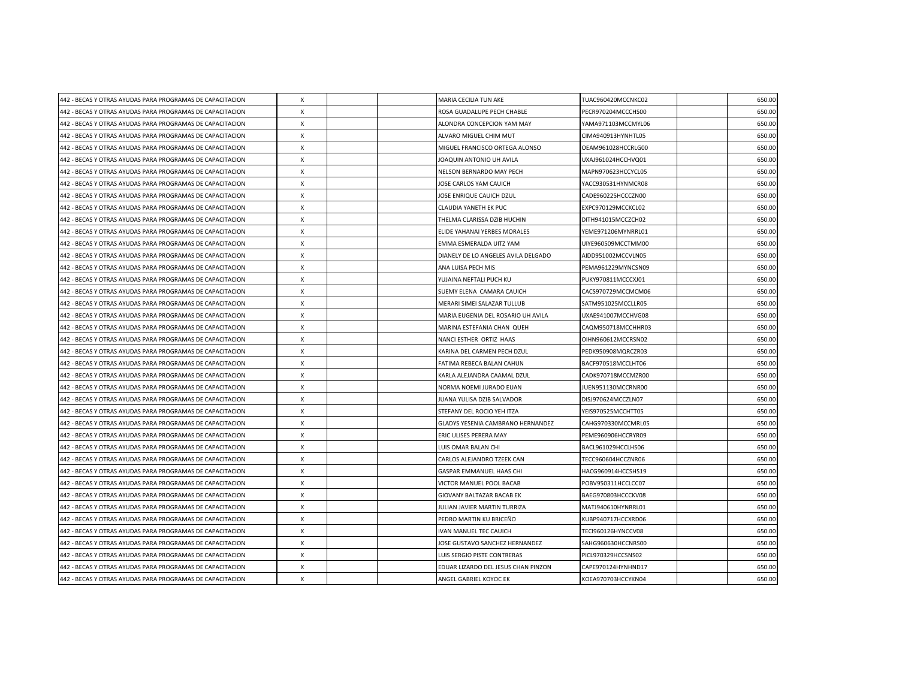| | | | | | | | |
|---|---|---|---|---|---|---|---|
| 442 - BECAS Y OTRAS AYUDAS PARA PROGRAMAS DE CAPACITACION | X | | | MARIA CECILIA TUN AKE | TUAC960420MCCNKC02 | | 650.00 |
| 442 - BECAS Y OTRAS AYUDAS PARA PROGRAMAS DE CAPACITACION | X | | | ROSA GUADALUPE PECH CHABLE | PECR970204MCCCHS00 | | 650.00 |
| 442 - BECAS Y OTRAS AYUDAS PARA PROGRAMAS DE CAPACITACION | X | | | ALONDRA CONCEPCION YAM MAY | YAMA971103MCCMYL06 | | 650.00 |
| 442 - BECAS Y OTRAS AYUDAS PARA PROGRAMAS DE CAPACITACION | X | | | ALVARO MIGUEL CHIM MUT | CIMA940913HYNHTL05 | | 650.00 |
| 442 - BECAS Y OTRAS AYUDAS PARA PROGRAMAS DE CAPACITACION | X | | | MIGUEL FRANCISCO ORTEGA ALONSO | OEAM961028HCCRLG00 | | 650.00 |
| 442 - BECAS Y OTRAS AYUDAS PARA PROGRAMAS DE CAPACITACION | X | | | JOAQUIN ANTONIO UH AVILA | UXAJ961024HCCHVQ01 | | 650.00 |
| 442 - BECAS Y OTRAS AYUDAS PARA PROGRAMAS DE CAPACITACION | X | | | NELSON BERNARDO MAY PECH | MAPN970623HCCYCL05 | | 650.00 |
| 442 - BECAS Y OTRAS AYUDAS PARA PROGRAMAS DE CAPACITACION | X | | | JOSE CARLOS YAM CAUICH | YACC930531HYNMCR08 | | 650.00 |
| 442 - BECAS Y OTRAS AYUDAS PARA PROGRAMAS DE CAPACITACION | X | | | JOSE ENRIQUE CAUICH DZUL | CADE960225HCCCZN00 | | 650.00 |
| 442 - BECAS Y OTRAS AYUDAS PARA PROGRAMAS DE CAPACITACION | X | | | CLAUDIA YANETH EK PUC | EXPC970129MCCKCL02 | | 650.00 |
| 442 - BECAS Y OTRAS AYUDAS PARA PROGRAMAS DE CAPACITACION | X | | | THELMA CLARISSA DZIB HUCHIN | DITH941015MCCZCH02 | | 650.00 |
| 442 - BECAS Y OTRAS AYUDAS PARA PROGRAMAS DE CAPACITACION | X | | | ELIDE YAHANAI YERBES MORALES | YEME971206MYNRRL01 | | 650.00 |
| 442 - BECAS Y OTRAS AYUDAS PARA PROGRAMAS DE CAPACITACION | X | | | EMMA ESMERALDA UITZ YAM | UIYE960509MCCTMM00 | | 650.00 |
| 442 - BECAS Y OTRAS AYUDAS PARA PROGRAMAS DE CAPACITACION | X | | | DIANELY DE LO ANGELES AVILA DELGADO | AIDD951002MCCVLN05 | | 650.00 |
| 442 - BECAS Y OTRAS AYUDAS PARA PROGRAMAS DE CAPACITACION | X | | | ANA LUISA PECH MIS | PEMA961229MYNCSN09 | | 650.00 |
| 442 - BECAS Y OTRAS AYUDAS PARA PROGRAMAS DE CAPACITACION | X | | | YUJAINA NEFTALI PUCH KU | PUKY970811MCCCXJ01 | | 650.00 |
| 442 - BECAS Y OTRAS AYUDAS PARA PROGRAMAS DE CAPACITACION | X | | | SUEMY ELENA CAMARA CAUICH | CACS970729MCCMCM06 | | 650.00 |
| 442 - BECAS Y OTRAS AYUDAS PARA PROGRAMAS DE CAPACITACION | X | | | MERARI SIMEI SALAZAR TULLUB | SATM951025MCCLLR05 | | 650.00 |
| 442 - BECAS Y OTRAS AYUDAS PARA PROGRAMAS DE CAPACITACION | X | | | MARIA EUGENIA DEL ROSARIO UH AVILA | UXAE941007MCCHVG08 | | 650.00 |
| 442 - BECAS Y OTRAS AYUDAS PARA PROGRAMAS DE CAPACITACION | X | | | MARINA ESTEFANIA CHAN QUEH | CAQM950718MCCHHR03 | | 650.00 |
| 442 - BECAS Y OTRAS AYUDAS PARA PROGRAMAS DE CAPACITACION | X | | | NANCI ESTHER ORTIZ HAAS | OIHN960612MCCRSN02 | | 650.00 |
| 442 - BECAS Y OTRAS AYUDAS PARA PROGRAMAS DE CAPACITACION | X | | | KARINA DEL CARMEN PECH DZUL | PEDK950908MQRCZR03 | | 650.00 |
| 442 - BECAS Y OTRAS AYUDAS PARA PROGRAMAS DE CAPACITACION | X | | | FATIMA REBECA BALAN CAHUN | BACF970518MCCLHT06 | | 650.00 |
| 442 - BECAS Y OTRAS AYUDAS PARA PROGRAMAS DE CAPACITACION | X | | | KARLA ALEJANDRA CAAMAL DZUL | CADK970718MCCMZR00 | | 650.00 |
| 442 - BECAS Y OTRAS AYUDAS PARA PROGRAMAS DE CAPACITACION | X | | | NORMA NOEMI JURADO EUAN | JUEN951130MCCRNR00 | | 650.00 |
| 442 - BECAS Y OTRAS AYUDAS PARA PROGRAMAS DE CAPACITACION | X | | | JUANA YULISA DZIB SALVADOR | DISJ970624MCCZLN07 | | 650.00 |
| 442 - BECAS Y OTRAS AYUDAS PARA PROGRAMAS DE CAPACITACION | X | | | STEFANY DEL ROCIO YEH ITZA | YEIS970525MCCHTT05 | | 650.00 |
| 442 - BECAS Y OTRAS AYUDAS PARA PROGRAMAS DE CAPACITACION | X | | | GLADYS YESENIA CAMBRANO HERNANDEZ | CAHG970330MCCMRL05 | | 650.00 |
| 442 - BECAS Y OTRAS AYUDAS PARA PROGRAMAS DE CAPACITACION | X | | | ERIC ULISES PERERA MAY | PEME960906HCCRYR09 | | 650.00 |
| 442 - BECAS Y OTRAS AYUDAS PARA PROGRAMAS DE CAPACITACION | X | | | LUIS OMAR BALAN CHI | BACL961029HCCLHS06 | | 650.00 |
| 442 - BECAS Y OTRAS AYUDAS PARA PROGRAMAS DE CAPACITACION | X | | | CARLOS ALEJANDRO TZEEK CAN | TECC960604HCCZNR06 | | 650.00 |
| 442 - BECAS Y OTRAS AYUDAS PARA PROGRAMAS DE CAPACITACION | X | | | GASPAR EMMANUEL HAAS CHI | HACG960914HCCSHS19 | | 650.00 |
| 442 - BECAS Y OTRAS AYUDAS PARA PROGRAMAS DE CAPACITACION | X | | | VICTOR MANUEL POOL BACAB | POBV950311HCCLCC07 | | 650.00 |
| 442 - BECAS Y OTRAS AYUDAS PARA PROGRAMAS DE CAPACITACION | X | | | GIOVANY BALTAZAR BACAB EK | BAEG970803HCCCKV08 | | 650.00 |
| 442 - BECAS Y OTRAS AYUDAS PARA PROGRAMAS DE CAPACITACION | X | | | JULIAN JAVIER MARTIN TURRIZA | MATJ940610HYNRRL01 | | 650.00 |
| 442 - BECAS Y OTRAS AYUDAS PARA PROGRAMAS DE CAPACITACION | X | | | PEDRO MARTIN KU BRICEÑO | KUBP940717HCCXRD06 | | 650.00 |
| 442 - BECAS Y OTRAS AYUDAS PARA PROGRAMAS DE CAPACITACION | X | | | IVAN MANUEL TEC CAUICH | TECI960126HYNCCV08 | | 650.00 |
| 442 - BECAS Y OTRAS AYUDAS PARA PROGRAMAS DE CAPACITACION | X | | | JOSE GUSTAVO SANCHEZ HERNANDEZ | SAHG960630HCCNRS00 | | 650.00 |
| 442 - BECAS Y OTRAS AYUDAS PARA PROGRAMAS DE CAPACITACION | X | | | LUIS SERGIO PISTE CONTRERAS | PICL970329HCCSNS02 | | 650.00 |
| 442 - BECAS Y OTRAS AYUDAS PARA PROGRAMAS DE CAPACITACION | X | | | EDUAR LIZARDO DEL JESUS CHAN PINZON | CAPE970124HYNHND17 | | 650.00 |
| 442 - BECAS Y OTRAS AYUDAS PARA PROGRAMAS DE CAPACITACION | X | | | ANGEL GABRIEL KOYOC EK | KOEA970703HCCYKN04 | | 650.00 |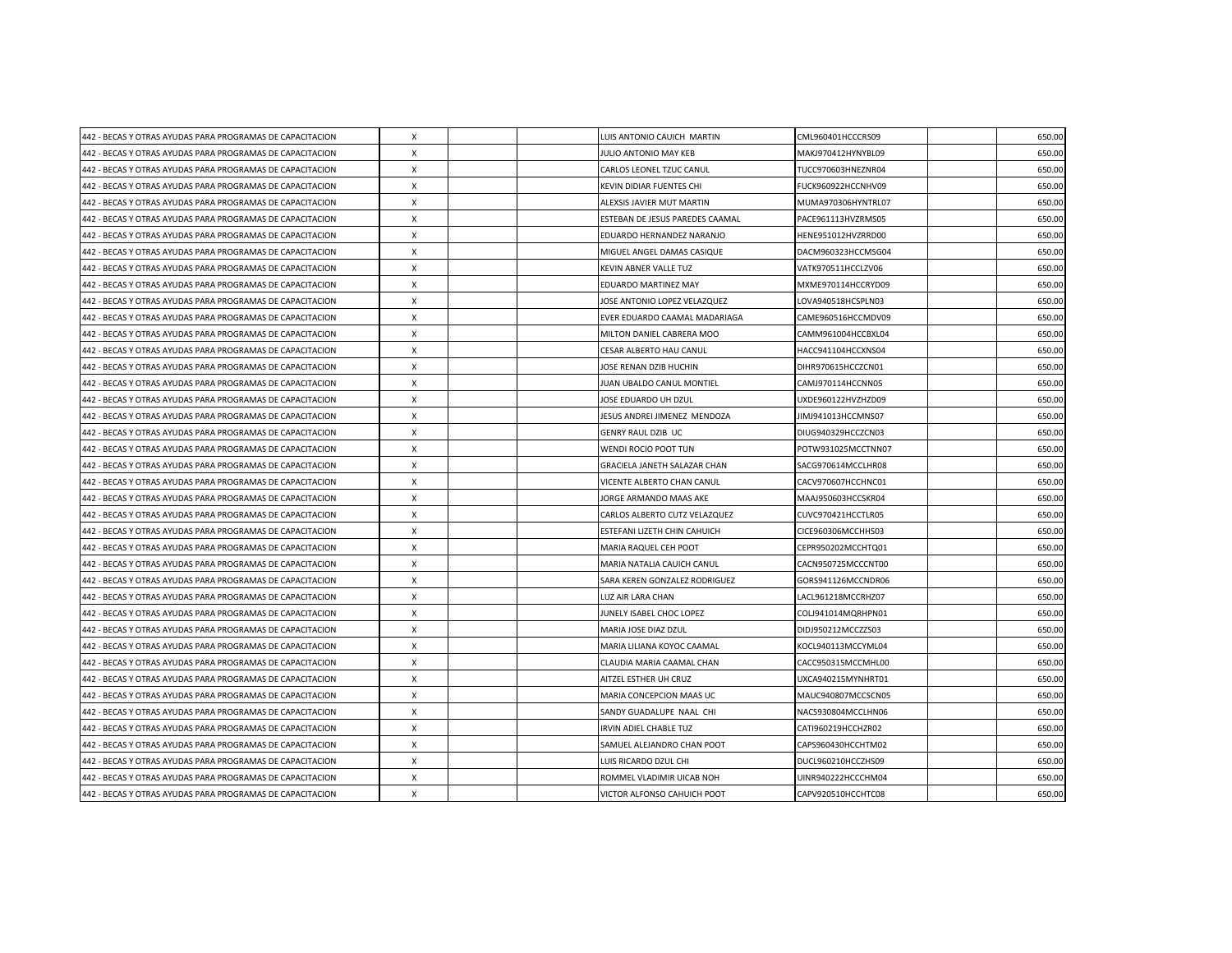| | | | | | | | |
|---|---|---|---|---|---|---|---|
| 442 - BECAS Y OTRAS AYUDAS PARA PROGRAMAS DE CAPACITACION | X | | | LUIS ANTONIO CAUICH MARTIN | CML960401HCCCRS09 | | 650.00 |
| 442 - BECAS Y OTRAS AYUDAS PARA PROGRAMAS DE CAPACITACION | X | | | JULIO ANTONIO MAY KEB | MAKJ970412HYNYBL09 | | 650.00 |
| 442 - BECAS Y OTRAS AYUDAS PARA PROGRAMAS DE CAPACITACION | X | | | CARLOS LEONEL TZUC CANUL | TUCC970603HNEZNR04 | | 650.00 |
| 442 - BECAS Y OTRAS AYUDAS PARA PROGRAMAS DE CAPACITACION | X | | | KEVIN DIDIAR FUENTES CHI | FUCK960922HCCNHV09 | | 650.00 |
| 442 - BECAS Y OTRAS AYUDAS PARA PROGRAMAS DE CAPACITACION | X | | | ALEXSIS JAVIER MUT MARTIN | MUMA970306HYNTRL07 | | 650.00 |
| 442 - BECAS Y OTRAS AYUDAS PARA PROGRAMAS DE CAPACITACION | X | | | ESTEBAN DE JESUS PAREDES CAAMAL | PACE961113HVZRMS05 | | 650.00 |
| 442 - BECAS Y OTRAS AYUDAS PARA PROGRAMAS DE CAPACITACION | X | | | EDUARDO HERNANDEZ NARANJO | HENE951012HVZRRD00 | | 650.00 |
| 442 - BECAS Y OTRAS AYUDAS PARA PROGRAMAS DE CAPACITACION | X | | | MIGUEL ANGEL DAMAS CASIQUE | DACM960323HCCMSG04 | | 650.00 |
| 442 - BECAS Y OTRAS AYUDAS PARA PROGRAMAS DE CAPACITACION | X | | | KEVIN ABNER VALLE TUZ | VATK970511HCCLZV06 | | 650.00 |
| 442 - BECAS Y OTRAS AYUDAS PARA PROGRAMAS DE CAPACITACION | X | | | EDUARDO MARTINEZ MAY | MXME970114HCCRYD09 | | 650.00 |
| 442 - BECAS Y OTRAS AYUDAS PARA PROGRAMAS DE CAPACITACION | X | | | JOSE ANTONIO LOPEZ VELAZQUEZ | LOVA940518HCSPLN03 | | 650.00 |
| 442 - BECAS Y OTRAS AYUDAS PARA PROGRAMAS DE CAPACITACION | X | | | EVER EDUARDO CAAMAL MADARIAGA | CAME960516HCCMDV09 | | 650.00 |
| 442 - BECAS Y OTRAS AYUDAS PARA PROGRAMAS DE CAPACITACION | X | | | MILTON DANIEL CABRERA MOO | CAMM961004HCCBXL04 | | 650.00 |
| 442 - BECAS Y OTRAS AYUDAS PARA PROGRAMAS DE CAPACITACION | X | | | CESAR ALBERTO HAU CANUL | HACC941104HCCXNS04 | | 650.00 |
| 442 - BECAS Y OTRAS AYUDAS PARA PROGRAMAS DE CAPACITACION | X | | | JOSE RENAN DZIB HUCHIN | DIHR970615HCCZCN01 | | 650.00 |
| 442 - BECAS Y OTRAS AYUDAS PARA PROGRAMAS DE CAPACITACION | X | | | JUAN UBALDO CANUL MONTIEL | CAMJ970114HCCNN05 | | 650.00 |
| 442 - BECAS Y OTRAS AYUDAS PARA PROGRAMAS DE CAPACITACION | X | | | JOSE EDUARDO UH DZUL | UXDE960122HVZHZD09 | | 650.00 |
| 442 - BECAS Y OTRAS AYUDAS PARA PROGRAMAS DE CAPACITACION | X | | | JESUS ANDREI JIMENEZ MENDOZA | JIMJ941013HCCMNS07 | | 650.00 |
| 442 - BECAS Y OTRAS AYUDAS PARA PROGRAMAS DE CAPACITACION | X | | | GENRY RAUL DZIB UC | DIUG940329HCCZCN03 | | 650.00 |
| 442 - BECAS Y OTRAS AYUDAS PARA PROGRAMAS DE CAPACITACION | X | | | WENDI ROCIO POOT TUN | POTW931025MCCTNN07 | | 650.00 |
| 442 - BECAS Y OTRAS AYUDAS PARA PROGRAMAS DE CAPACITACION | X | | | GRACIELA JANETH SALAZAR CHAN | SACG970614MCCLHR08 | | 650.00 |
| 442 - BECAS Y OTRAS AYUDAS PARA PROGRAMAS DE CAPACITACION | X | | | VICENTE ALBERTO CHAN CANUL | CACV970607HCCHNC01 | | 650.00 |
| 442 - BECAS Y OTRAS AYUDAS PARA PROGRAMAS DE CAPACITACION | X | | | JORGE ARMANDO MAAS AKE | MAAJ950603HCCSKR04 | | 650.00 |
| 442 - BECAS Y OTRAS AYUDAS PARA PROGRAMAS DE CAPACITACION | X | | | CARLOS ALBERTO CUTZ VELAZQUEZ | CUVC970421HCCTLR05 | | 650.00 |
| 442 - BECAS Y OTRAS AYUDAS PARA PROGRAMAS DE CAPACITACION | X | | | ESTEFANI LIZETH CHIN CAHUICH | CICE960306MCCHHS03 | | 650.00 |
| 442 - BECAS Y OTRAS AYUDAS PARA PROGRAMAS DE CAPACITACION | X | | | MARIA RAQUEL CEH POOT | CEPR950202MCCHTQ01 | | 650.00 |
| 442 - BECAS Y OTRAS AYUDAS PARA PROGRAMAS DE CAPACITACION | X | | | MARIA NATALIA CAUICH CANUL | CACN950725MCCCNT00 | | 650.00 |
| 442 - BECAS Y OTRAS AYUDAS PARA PROGRAMAS DE CAPACITACION | X | | | SARA KEREN GONZALEZ RODRIGUEZ | GORS941126MCCNDR06 | | 650.00 |
| 442 - BECAS Y OTRAS AYUDAS PARA PROGRAMAS DE CAPACITACION | X | | | LUZ AIR LARA CHAN | LACL961218MCCRHZ07 | | 650.00 |
| 442 - BECAS Y OTRAS AYUDAS PARA PROGRAMAS DE CAPACITACION | X | | | JUNELY ISABEL CHOC LOPEZ | COLJ941014MQRHPN01 | | 650.00 |
| 442 - BECAS Y OTRAS AYUDAS PARA PROGRAMAS DE CAPACITACION | X | | | MARIA JOSE DIAZ DZUL | DIDJ950212MCCZZS03 | | 650.00 |
| 442 - BECAS Y OTRAS AYUDAS PARA PROGRAMAS DE CAPACITACION | X | | | MARIA LILIANA KOYOC CAAMAL | KOCL940113MCCYML04 | | 650.00 |
| 442 - BECAS Y OTRAS AYUDAS PARA PROGRAMAS DE CAPACITACION | X | | | CLAUDIA MARIA CAAMAL CHAN | CACC950315MCCMHL00 | | 650.00 |
| 442 - BECAS Y OTRAS AYUDAS PARA PROGRAMAS DE CAPACITACION | X | | | AITZEL ESTHER UH CRUZ | UXCA940215MYNHRT01 | | 650.00 |
| 442 - BECAS Y OTRAS AYUDAS PARA PROGRAMAS DE CAPACITACION | X | | | MARIA CONCEPCION MAAS UC | MAUC940807MCCSCN05 | | 650.00 |
| 442 - BECAS Y OTRAS AYUDAS PARA PROGRAMAS DE CAPACITACION | X | | | SANDY GUADALUPE NAAL CHI | NACS930804MCCLHN06 | | 650.00 |
| 442 - BECAS Y OTRAS AYUDAS PARA PROGRAMAS DE CAPACITACION | X | | | IRVIN ADIEL CHABLE TUZ | CATI960219HCCHZR02 | | 650.00 |
| 442 - BECAS Y OTRAS AYUDAS PARA PROGRAMAS DE CAPACITACION | X | | | SAMUEL ALEJANDRO CHAN POOT | CAPS960430HCCHTM02 | | 650.00 |
| 442 - BECAS Y OTRAS AYUDAS PARA PROGRAMAS DE CAPACITACION | X | | | LUIS RICARDO DZUL CHI | DUCL960210HCCZHS09 | | 650.00 |
| 442 - BECAS Y OTRAS AYUDAS PARA PROGRAMAS DE CAPACITACION | X | | | ROMMEL VLADIMIR UICAB NOH | UINR940222HCCCHM04 | | 650.00 |
| 442 - BECAS Y OTRAS AYUDAS PARA PROGRAMAS DE CAPACITACION | X | | | VICTOR ALFONSO CAHUICH POOT | CAPV920510HCCHTC08 | | 650.00 |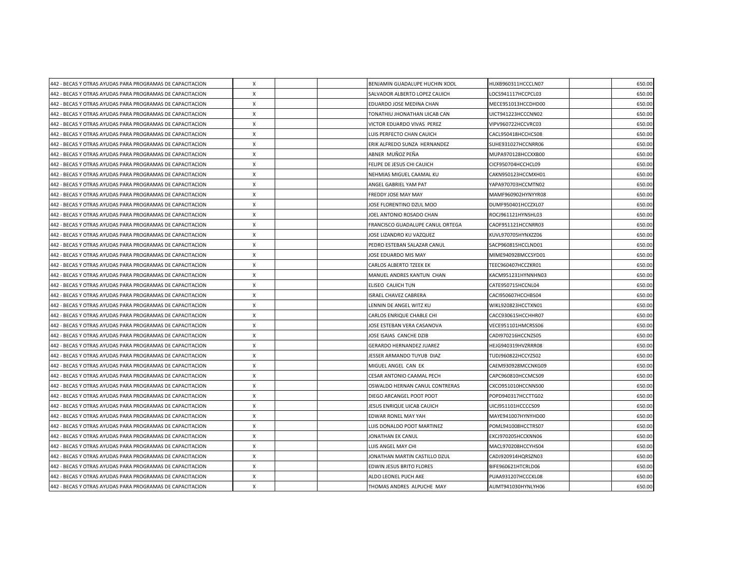| | | | | | | | |
|---|---|---|---|---|---|---|---|
| 442 - BECAS Y OTRAS AYUDAS PARA PROGRAMAS DE CAPACITACION | X | | | BENJAMIN GUADALUPE HUCHIN XOOL | HUXB960311HCCCLN07 | | 650.00 |
| 442 - BECAS Y OTRAS AYUDAS PARA PROGRAMAS DE CAPACITACION | X | | | SALVADOR ALBERTO LOPEZ CAUICH | LOCS941117HCCPCL03 | | 650.00 |
| 442 - BECAS Y OTRAS AYUDAS PARA PROGRAMAS DE CAPACITACION | X | | | EDUARDO JOSE MEDINA CHAN | MECE951013HCCDHD00 | | 650.00 |
| 442 - BECAS Y OTRAS AYUDAS PARA PROGRAMAS DE CAPACITACION | X | | | TONATHIU JHONATHAN UICAB CAN | UICT941223HCCCNN02 | | 650.00 |
| 442 - BECAS Y OTRAS AYUDAS PARA PROGRAMAS DE CAPACITACION | X | | | VICTOR EDUARDO VIVAS PEREZ | VIPV960722HCCVRC03 | | 650.00 |
| 442 - BECAS Y OTRAS AYUDAS PARA PROGRAMAS DE CAPACITACION | X | | | LUIS PERFECTO CHAN CAUICH | CACL950418HCCHCS08 | | 650.00 |
| 442 - BECAS Y OTRAS AYUDAS PARA PROGRAMAS DE CAPACITACION | X | | | ERIK ALFREDO SUNZA HERNANDEZ | SUHE931027HCCNRR06 | | 650.00 |
| 442 - BECAS Y OTRAS AYUDAS PARA PROGRAMAS DE CAPACITACION | X | | | ABNER MUÑOZ PEÑA | MUPA970128HCCXXB00 | | 650.00 |
| 442 - BECAS Y OTRAS AYUDAS PARA PROGRAMAS DE CAPACITACION | X | | | FELIPE DE JESUS CHI CAUICH | CICF950704HCCHCL09 | | 650.00 |
| 442 - BECAS Y OTRAS AYUDAS PARA PROGRAMAS DE CAPACITACION | X | | | NEHMIAS MIGUEL CAAMAL KU | CAKN950123HCCMXH01 | | 650.00 |
| 442 - BECAS Y OTRAS AYUDAS PARA PROGRAMAS DE CAPACITACION | X | | | ANGEL GABRIEL YAM PAT | YAPA970703HCCMTN02 | | 650.00 |
| 442 - BECAS Y OTRAS AYUDAS PARA PROGRAMAS DE CAPACITACION | X | | | FREDDY JOSE MAY MAY | MAMF960902HYNYYR08 | | 650.00 |
| 442 - BECAS Y OTRAS AYUDAS PARA PROGRAMAS DE CAPACITACION | X | | | JOSE FLORENTINO DZUL MOO | DUMF950401HCCZXL07 | | 650.00 |
| 442 - BECAS Y OTRAS AYUDAS PARA PROGRAMAS DE CAPACITACION | X | | | JOEL ANTONIO ROSADO CHAN | ROCJ961121HYNSHL03 | | 650.00 |
| 442 - BECAS Y OTRAS AYUDAS PARA PROGRAMAS DE CAPACITACION | X | | | FRANCISCO GUADALUPE CANUL ORTEGA | CAOF951121HCCNRR03 | | 650.00 |
| 442 - BECAS Y OTRAS AYUDAS PARA PROGRAMAS DE CAPACITACION | X | | | JOSE LIZANDRO KU VAZQUEZ | KUVL970705HYNXZZ06 | | 650.00 |
| 442 - BECAS Y OTRAS AYUDAS PARA PROGRAMAS DE CAPACITACION | X | | | PEDRO ESTEBAN SALAZAR CANUL | SACP960815HCCLND01 | | 650.00 |
| 442 - BECAS Y OTRAS AYUDAS PARA PROGRAMAS DE CAPACITACION | X | | | JOSE EDUARDO MIS MAY | MIME940928MCCSYD01 | | 650.00 |
| 442 - BECAS Y OTRAS AYUDAS PARA PROGRAMAS DE CAPACITACION | X | | | CARLOS ALBERTO TZEEK EK | TEEC960407HCCZKR01 | | 650.00 |
| 442 - BECAS Y OTRAS AYUDAS PARA PROGRAMAS DE CAPACITACION | X | | | MANUEL ANDRES KANTUN CHAN | KACM951231HYNNHN03 | | 650.00 |
| 442 - BECAS Y OTRAS AYUDAS PARA PROGRAMAS DE CAPACITACION | X | | | ELISEO CAUICH TUN | CATE950715HCCNL04 | | 650.00 |
| 442 - BECAS Y OTRAS AYUDAS PARA PROGRAMAS DE CAPACITACION | X | | | ISRAEL CHAVEZ CABRERA | CACI950607HCCHBS04 | | 650.00 |
| 442 - BECAS Y OTRAS AYUDAS PARA PROGRAMAS DE CAPACITACION | X | | | LENNIN DE ANGEL WITZ KU | WIKL920823HCCTXN01 | | 650.00 |
| 442 - BECAS Y OTRAS AYUDAS PARA PROGRAMAS DE CAPACITACION | X | | | CARLOS ENRIQUE CHABLE CHI | CACC930615HCCHHR07 | | 650.00 |
| 442 - BECAS Y OTRAS AYUDAS PARA PROGRAMAS DE CAPACITACION | X | | | JOSE ESTEBAN VERA CASANOVA | VECE951101HMCRSS06 | | 650.00 |
| 442 - BECAS Y OTRAS AYUDAS PARA PROGRAMAS DE CAPACITACION | X | | | JOSE ISAIAS CANCHE DZIB | CADI970216HCCNZS05 | | 650.00 |
| 442 - BECAS Y OTRAS AYUDAS PARA PROGRAMAS DE CAPACITACION | X | | | GERARDO HERNANDEZ JUAREZ | HEJG940319HVZRRR08 | | 650.00 |
| 442 - BECAS Y OTRAS AYUDAS PARA PROGRAMAS DE CAPACITACION | X | | | JESSER ARMANDO TUYUB DIAZ | TUDJ960822HCCYZS02 | | 650.00 |
| 442 - BECAS Y OTRAS AYUDAS PARA PROGRAMAS DE CAPACITACION | X | | | MIGUEL ANGEL CAN EK | CAEM930928MCCNKG09 | | 650.00 |
| 442 - BECAS Y OTRAS AYUDAS PARA PROGRAMAS DE CAPACITACION | X | | | CESAR ANTONIO CAAMAL PECH | CAPC960810HCCMCS09 | | 650.00 |
| 442 - BECAS Y OTRAS AYUDAS PARA PROGRAMAS DE CAPACITACION | X | | | OSWALDO HERNAN CANUL CONTRERAS | CXCO951010HCCNNS00 | | 650.00 |
| 442 - BECAS Y OTRAS AYUDAS PARA PROGRAMAS DE CAPACITACION | X | | | DIEGO ARCANGEL POOT POOT | POPD940317HCCTTG02 | | 650.00 |
| 442 - BECAS Y OTRAS AYUDAS PARA PROGRAMAS DE CAPACITACION | X | | | JESUS ENRIQUE UICAB CAUICH | UICJ951101HCCCCS09 | | 650.00 |
| 442 - BECAS Y OTRAS AYUDAS PARA PROGRAMAS DE CAPACITACION | X | | | EDWAR RONEL MAY YAH | MAYE941007HYNYHD00 | | 650.00 |
| 442 - BECAS Y OTRAS AYUDAS PARA PROGRAMAS DE CAPACITACION | X | | | LUIS DONALDO POOT MARTINEZ | POML941008HCCTRS07 | | 650.00 |
| 442 - BECAS Y OTRAS AYUDAS PARA PROGRAMAS DE CAPACITACION | X | | | JONATHAN EK CANUL | EXCJ970205HCCKNN06 | | 650.00 |
| 442 - BECAS Y OTRAS AYUDAS PARA PROGRAMAS DE CAPACITACION | X | | | LUIS ANGEL MAY CHI | MACL970208HCCYHS04 | | 650.00 |
| 442 - BECAS Y OTRAS AYUDAS PARA PROGRAMAS DE CAPACITACION | X | | | JONATHAN MARTIN CASTILLO DZUL | CADJ920914HQRSZN03 | | 650.00 |
| 442 - BECAS Y OTRAS AYUDAS PARA PROGRAMAS DE CAPACITACION | X | | | EDWIN JESUS BRITO FLORES | BIFE960621HTCRLD06 | | 650.00 |
| 442 - BECAS Y OTRAS AYUDAS PARA PROGRAMAS DE CAPACITACION | X | | | ALDO LEONEL PUCH AKE | PUAA931207HCCCKL08 | | 650.00 |
| 442 - BECAS Y OTRAS AYUDAS PARA PROGRAMAS DE CAPACITACION | X | | | THOMAS ANDRES ALPUCHE MAY | AUMT941030HYNLYH06 | | 650.00 |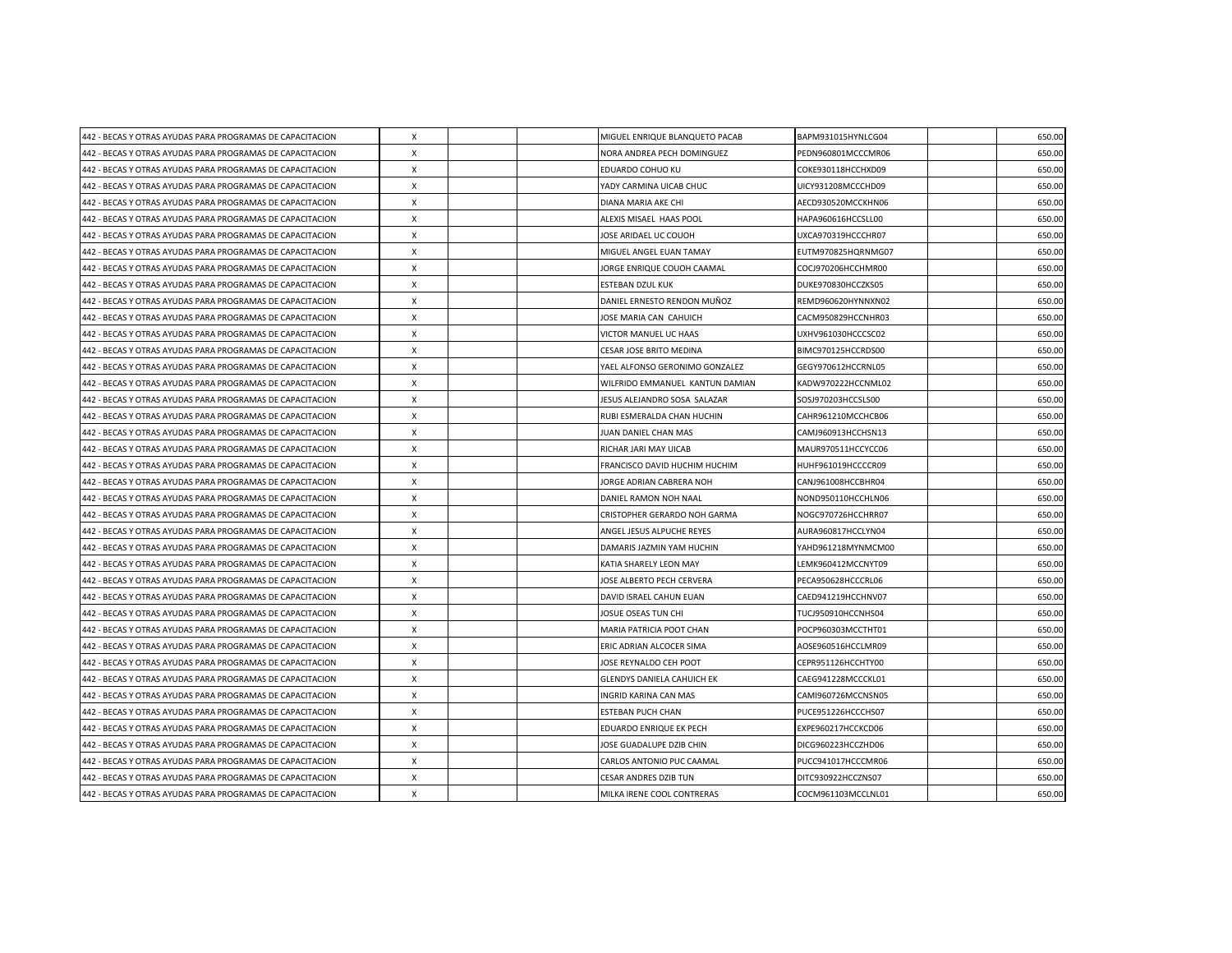| | | | | | | | |
|---|---|---|---|---|---|---|---|
| 442 - BECAS Y OTRAS AYUDAS PARA PROGRAMAS DE CAPACITACION | X | | | MIGUEL ENRIQUE BLANQUETO PACAB | BAPM931015HYNLCG04 | | 650.00 |
| 442 - BECAS Y OTRAS AYUDAS PARA PROGRAMAS DE CAPACITACION | X | | | NORA ANDREA PECH DOMINGUEZ | PEDN960801MCCCMR06 | | 650.00 |
| 442 - BECAS Y OTRAS AYUDAS PARA PROGRAMAS DE CAPACITACION | X | | | EDUARDO COHUO KU | COKE930118HCCHXD09 | | 650.00 |
| 442 - BECAS Y OTRAS AYUDAS PARA PROGRAMAS DE CAPACITACION | X | | | YADY CARMINA UICAB CHUC | UICY931208MCCCHD09 | | 650.00 |
| 442 - BECAS Y OTRAS AYUDAS PARA PROGRAMAS DE CAPACITACION | X | | | DIANA MARIA AKE CHI | AECD930520MCCKHN06 | | 650.00 |
| 442 - BECAS Y OTRAS AYUDAS PARA PROGRAMAS DE CAPACITACION | X | | | ALEXIS MISAEL HAAS POOL | HAPA960616HCCSLL00 | | 650.00 |
| 442 - BECAS Y OTRAS AYUDAS PARA PROGRAMAS DE CAPACITACION | X | | | JOSE ARIDAEL UC COUOH | UXCA970319HCCCHR07 | | 650.00 |
| 442 - BECAS Y OTRAS AYUDAS PARA PROGRAMAS DE CAPACITACION | X | | | MIGUEL ANGEL EUAN TAMAY | EUTM970825HQRNMG07 | | 650.00 |
| 442 - BECAS Y OTRAS AYUDAS PARA PROGRAMAS DE CAPACITACION | X | | | JORGE ENRIQUE COUOH CAAMAL | COCJ970206HCCHMR00 | | 650.00 |
| 442 - BECAS Y OTRAS AYUDAS PARA PROGRAMAS DE CAPACITACION | X | | | ESTEBAN DZUL KUK | DUKE970830HCCZKS05 | | 650.00 |
| 442 - BECAS Y OTRAS AYUDAS PARA PROGRAMAS DE CAPACITACION | X | | | DANIEL ERNESTO RENDON MUÑOZ | REMD960620HYNNXN02 | | 650.00 |
| 442 - BECAS Y OTRAS AYUDAS PARA PROGRAMAS DE CAPACITACION | X | | | JOSE MARIA CAN CAHUICH | CACM950829HCCNHR03 | | 650.00 |
| 442 - BECAS Y OTRAS AYUDAS PARA PROGRAMAS DE CAPACITACION | X | | | VICTOR MANUEL UC HAAS | UXHV961030HCCCSC02 | | 650.00 |
| 442 - BECAS Y OTRAS AYUDAS PARA PROGRAMAS DE CAPACITACION | X | | | CESAR JOSE BRITO MEDINA | BIMC970125HCCRDS00 | | 650.00 |
| 442 - BECAS Y OTRAS AYUDAS PARA PROGRAMAS DE CAPACITACION | X | | | YAEL ALFONSO GERONIMO GONZALEZ | GEGY970612HCCRNL05 | | 650.00 |
| 442 - BECAS Y OTRAS AYUDAS PARA PROGRAMAS DE CAPACITACION | X | | | WILFRIDO EMMANUEL KANTUN DAMIAN | KADW970222HCCNML02 | | 650.00 |
| 442 - BECAS Y OTRAS AYUDAS PARA PROGRAMAS DE CAPACITACION | X | | | JESUS ALEJANDRO SOSA SALAZAR | SOSJ970203HCCSLS00 | | 650.00 |
| 442 - BECAS Y OTRAS AYUDAS PARA PROGRAMAS DE CAPACITACION | X | | | RUBI ESMERALDA CHAN HUCHIN | CAHR961210MCCHCB06 | | 650.00 |
| 442 - BECAS Y OTRAS AYUDAS PARA PROGRAMAS DE CAPACITACION | X | | | JUAN DANIEL CHAN MAS | CAMJ960913HCCHSN13 | | 650.00 |
| 442 - BECAS Y OTRAS AYUDAS PARA PROGRAMAS DE CAPACITACION | X | | | RICHAR JARI MAY UICAB | MAUR970511HCCYCC06 | | 650.00 |
| 442 - BECAS Y OTRAS AYUDAS PARA PROGRAMAS DE CAPACITACION | X | | | FRANCISCO DAVID HUCHIM HUCHIM | HUHF961019HCCCCR09 | | 650.00 |
| 442 - BECAS Y OTRAS AYUDAS PARA PROGRAMAS DE CAPACITACION | X | | | JORGE ADRIAN CABRERA NOH | CANJ961008HCCBHR04 | | 650.00 |
| 442 - BECAS Y OTRAS AYUDAS PARA PROGRAMAS DE CAPACITACION | X | | | DANIEL RAMON NOH NAAL | NOND950110HCCHLN06 | | 650.00 |
| 442 - BECAS Y OTRAS AYUDAS PARA PROGRAMAS DE CAPACITACION | X | | | CRISTOPHER GERARDO NOH GARMA | NOGC970726HCCHRR07 | | 650.00 |
| 442 - BECAS Y OTRAS AYUDAS PARA PROGRAMAS DE CAPACITACION | X | | | ANGEL JESUS ALPUCHE REYES | AURA960817HCCLYN04 | | 650.00 |
| 442 - BECAS Y OTRAS AYUDAS PARA PROGRAMAS DE CAPACITACION | X | | | DAMARIS JAZMIN YAM HUCHIN | YAHD961218MYNMCM00 | | 650.00 |
| 442 - BECAS Y OTRAS AYUDAS PARA PROGRAMAS DE CAPACITACION | X | | | KATIA SHARELY LEON MAY | LEMK960412MCCNYT09 | | 650.00 |
| 442 - BECAS Y OTRAS AYUDAS PARA PROGRAMAS DE CAPACITACION | X | | | JOSE ALBERTO PECH CERVERA | PECA950628HCCCRL06 | | 650.00 |
| 442 - BECAS Y OTRAS AYUDAS PARA PROGRAMAS DE CAPACITACION | X | | | DAVID ISRAEL CAHUN EUAN | CAED941219HCCHNV07 | | 650.00 |
| 442 - BECAS Y OTRAS AYUDAS PARA PROGRAMAS DE CAPACITACION | X | | | JOSUE OSEAS TUN CHI | TUCJ950910HCCNHS04 | | 650.00 |
| 442 - BECAS Y OTRAS AYUDAS PARA PROGRAMAS DE CAPACITACION | X | | | MARIA PATRICIA POOT CHAN | POCP960303MCCTHT01 | | 650.00 |
| 442 - BECAS Y OTRAS AYUDAS PARA PROGRAMAS DE CAPACITACION | X | | | ERIC ADRIAN ALCOCER SIMA | AOSE960516HCCLMR09 | | 650.00 |
| 442 - BECAS Y OTRAS AYUDAS PARA PROGRAMAS DE CAPACITACION | X | | | JOSE REYNALDO CEH POOT | CEPR951126HCCHTY00 | | 650.00 |
| 442 - BECAS Y OTRAS AYUDAS PARA PROGRAMAS DE CAPACITACION | X | | | GLENDYS DANIELA CAHUICH EK | CAEG941228MCCCKL01 | | 650.00 |
| 442 - BECAS Y OTRAS AYUDAS PARA PROGRAMAS DE CAPACITACION | X | | | INGRID KARINA CAN MAS | CAMI960726MCCNSN05 | | 650.00 |
| 442 - BECAS Y OTRAS AYUDAS PARA PROGRAMAS DE CAPACITACION | X | | | ESTEBAN PUCH CHAN | PUCE951226HCCCHS07 | | 650.00 |
| 442 - BECAS Y OTRAS AYUDAS PARA PROGRAMAS DE CAPACITACION | X | | | EDUARDO ENRIQUE EK PECH | EXPE960217HCCKCD06 | | 650.00 |
| 442 - BECAS Y OTRAS AYUDAS PARA PROGRAMAS DE CAPACITACION | X | | | JOSE GUADALUPE DZIB CHIN | DICG960223HCCZHD06 | | 650.00 |
| 442 - BECAS Y OTRAS AYUDAS PARA PROGRAMAS DE CAPACITACION | X | | | CARLOS ANTONIO PUC CAAMAL | PUCC941017HCCCMR06 | | 650.00 |
| 442 - BECAS Y OTRAS AYUDAS PARA PROGRAMAS DE CAPACITACION | X | | | CESAR ANDRES DZIB TUN | DITC930922HCCZNS07 | | 650.00 |
| 442 - BECAS Y OTRAS AYUDAS PARA PROGRAMAS DE CAPACITACION | X | | | MILKA IRENE COOL CONTRERAS | COCM961103MCCLNL01 | | 650.00 |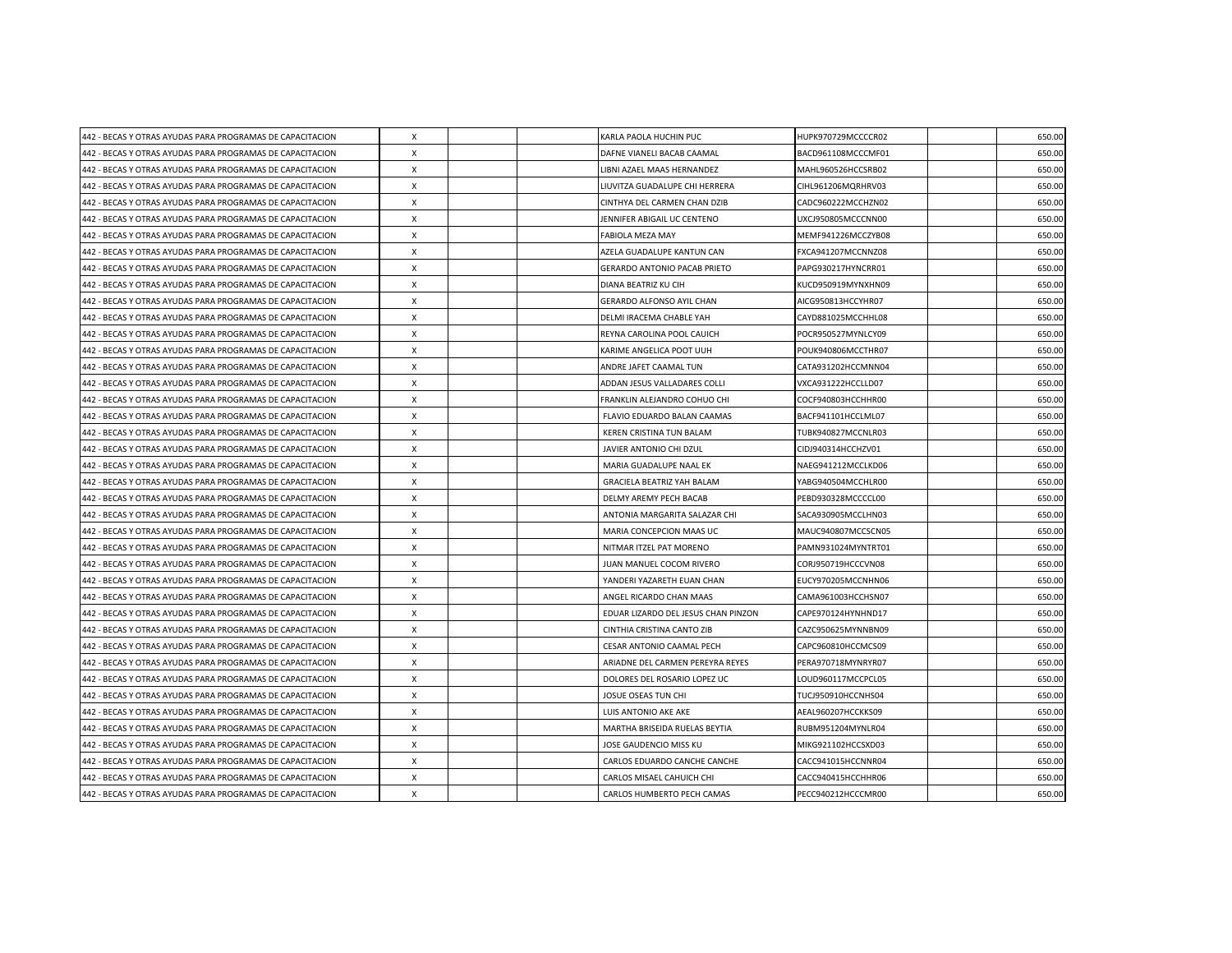| | | | | | | | |
|---|---|---|---|---|---|---|---|
| 442 - BECAS Y OTRAS AYUDAS PARA PROGRAMAS DE CAPACITACION | X | | | KARLA PAOLA HUCHIN PUC | HUPK970729MCCCCR02 | | 650.00 |
| 442 - BECAS Y OTRAS AYUDAS PARA PROGRAMAS DE CAPACITACION | X | | | DAFNE VIANELI BACAB CAAMAL | BACD961108MCCCMF01 | | 650.00 |
| 442 - BECAS Y OTRAS AYUDAS PARA PROGRAMAS DE CAPACITACION | X | | | LIBNI AZAEL MAAS HERNANDEZ | MAHL960526HCCSRB02 | | 650.00 |
| 442 - BECAS Y OTRAS AYUDAS PARA PROGRAMAS DE CAPACITACION | X | | | LIUVITZA GUADALUPE CHI HERRERA | CIHL961206MQRHRV03 | | 650.00 |
| 442 - BECAS Y OTRAS AYUDAS PARA PROGRAMAS DE CAPACITACION | X | | | CINTHYA DEL CARMEN CHAN DZIB | CADC960222MCCHZN02 | | 650.00 |
| 442 - BECAS Y OTRAS AYUDAS PARA PROGRAMAS DE CAPACITACION | X | | | JENNIFER ABIGAIL UC CENTENO | UXCJ950805MCCCNN00 | | 650.00 |
| 442 - BECAS Y OTRAS AYUDAS PARA PROGRAMAS DE CAPACITACION | X | | | FABIOLA MEZA MAY | MEMF941226MCCZYB08 | | 650.00 |
| 442 - BECAS Y OTRAS AYUDAS PARA PROGRAMAS DE CAPACITACION | X | | | AZELA GUADALUPE KANTUN CAN | FXCA941207MCCNNZ08 | | 650.00 |
| 442 - BECAS Y OTRAS AYUDAS PARA PROGRAMAS DE CAPACITACION | X | | | GERARDO ANTONIO PACAB PRIETO | PAPG930217HYNCRR01 | | 650.00 |
| 442 - BECAS Y OTRAS AYUDAS PARA PROGRAMAS DE CAPACITACION | X | | | DIANA BEATRIZ KU CIH | KUCD950919MYNXHN09 | | 650.00 |
| 442 - BECAS Y OTRAS AYUDAS PARA PROGRAMAS DE CAPACITACION | X | | | GERARDO ALFONSO AYIL CHAN | AICG950813HCCYHR07 | | 650.00 |
| 442 - BECAS Y OTRAS AYUDAS PARA PROGRAMAS DE CAPACITACION | X | | | DELMI IRACEMA CHABLE YAH | CAYD881025MCCHHL08 | | 650.00 |
| 442 - BECAS Y OTRAS AYUDAS PARA PROGRAMAS DE CAPACITACION | X | | | REYNA CAROLINA POOL CAUICH | POCR950527MYNLCY09 | | 650.00 |
| 442 - BECAS Y OTRAS AYUDAS PARA PROGRAMAS DE CAPACITACION | X | | | KARIME ANGELICA POOT UUH | POUK940806MCCTHR07 | | 650.00 |
| 442 - BECAS Y OTRAS AYUDAS PARA PROGRAMAS DE CAPACITACION | X | | | ANDRE JAFET CAAMAL TUN | CATA931202HCCMNN04 | | 650.00 |
| 442 - BECAS Y OTRAS AYUDAS PARA PROGRAMAS DE CAPACITACION | X | | | ADDAN JESUS VALLADARES COLLI | VXCA931222HCCLLD07 | | 650.00 |
| 442 - BECAS Y OTRAS AYUDAS PARA PROGRAMAS DE CAPACITACION | X | | | FRANKLIN ALEJANDRO COHUO CHI | COCF940803HCCHHR00 | | 650.00 |
| 442 - BECAS Y OTRAS AYUDAS PARA PROGRAMAS DE CAPACITACION | X | | | FLAVIO EDUARDO BALAN CAAMAS | BACF941101HCCLML07 | | 650.00 |
| 442 - BECAS Y OTRAS AYUDAS PARA PROGRAMAS DE CAPACITACION | X | | | KEREN CRISTINA TUN BALAM | TUBK940827MCCNLR03 | | 650.00 |
| 442 - BECAS Y OTRAS AYUDAS PARA PROGRAMAS DE CAPACITACION | X | | | JAVIER ANTONIO CHI DZUL | CIDJ940314HCCHZV01 | | 650.00 |
| 442 - BECAS Y OTRAS AYUDAS PARA PROGRAMAS DE CAPACITACION | X | | | MARIA GUADALUPE NAAL EK | NAEG941212MCCLKD06 | | 650.00 |
| 442 - BECAS Y OTRAS AYUDAS PARA PROGRAMAS DE CAPACITACION | X | | | GRACIELA BEATRIZ YAH BALAM | YABG940504MCCHLR00 | | 650.00 |
| 442 - BECAS Y OTRAS AYUDAS PARA PROGRAMAS DE CAPACITACION | X | | | DELMY AREMY PECH BACAB | PEBD930328MCCCCL00 | | 650.00 |
| 442 - BECAS Y OTRAS AYUDAS PARA PROGRAMAS DE CAPACITACION | X | | | ANTONIA MARGARITA SALAZAR CHI | SACA930905MCCLHN03 | | 650.00 |
| 442 - BECAS Y OTRAS AYUDAS PARA PROGRAMAS DE CAPACITACION | X | | | MARIA CONCEPCION MAAS UC | MAUC940807MCCSCN05 | | 650.00 |
| 442 - BECAS Y OTRAS AYUDAS PARA PROGRAMAS DE CAPACITACION | X | | | NITMAR ITZEL PAT MORENO | PAMN931024MYNTRT01 | | 650.00 |
| 442 - BECAS Y OTRAS AYUDAS PARA PROGRAMAS DE CAPACITACION | X | | | JUAN MANUEL COCOM RIVERO | CORJ950719HCCCVN08 | | 650.00 |
| 442 - BECAS Y OTRAS AYUDAS PARA PROGRAMAS DE CAPACITACION | X | | | YANDERI YAZARETH EUAN CHAN | EUCY970205MCCNHN06 | | 650.00 |
| 442 - BECAS Y OTRAS AYUDAS PARA PROGRAMAS DE CAPACITACION | X | | | ANGEL RICARDO CHAN MAAS | CAMA961003HCCHSN07 | | 650.00 |
| 442 - BECAS Y OTRAS AYUDAS PARA PROGRAMAS DE CAPACITACION | X | | | EDUAR LIZARDO DEL JESUS CHAN PINZON | CAPE970124HYNHND17 | | 650.00 |
| 442 - BECAS Y OTRAS AYUDAS PARA PROGRAMAS DE CAPACITACION | X | | | CINTHIA CRISTINA CANTO ZIB | CAZC950625MYNNBN09 | | 650.00 |
| 442 - BECAS Y OTRAS AYUDAS PARA PROGRAMAS DE CAPACITACION | X | | | CESAR ANTONIO CAAMAL PECH | CAPC960810HCCMCS09 | | 650.00 |
| 442 - BECAS Y OTRAS AYUDAS PARA PROGRAMAS DE CAPACITACION | X | | | ARIADNE DEL CARMEN PEREYRA REYES | PERA970718MYNRYR07 | | 650.00 |
| 442 - BECAS Y OTRAS AYUDAS PARA PROGRAMAS DE CAPACITACION | X | | | DOLORES DEL ROSARIO LOPEZ UC | LOUD960117MCCPCL05 | | 650.00 |
| 442 - BECAS Y OTRAS AYUDAS PARA PROGRAMAS DE CAPACITACION | X | | | JOSUE OSEAS TUN CHI | TUCJ950910HCCNHS04 | | 650.00 |
| 442 - BECAS Y OTRAS AYUDAS PARA PROGRAMAS DE CAPACITACION | X | | | LUIS ANTONIO AKE AKE | AEAL960207HCCKKS09 | | 650.00 |
| 442 - BECAS Y OTRAS AYUDAS PARA PROGRAMAS DE CAPACITACION | X | | | MARTHA BRISEIDA RUELAS BEYTIA | RUBM951204MYNLR04 | | 650.00 |
| 442 - BECAS Y OTRAS AYUDAS PARA PROGRAMAS DE CAPACITACION | X | | | JOSE GAUDENCIO MISS KU | MIKG921102HCCSXD03 | | 650.00 |
| 442 - BECAS Y OTRAS AYUDAS PARA PROGRAMAS DE CAPACITACION | X | | | CARLOS EDUARDO CANCHE CANCHE | CACC941015HCCNNR04 | | 650.00 |
| 442 - BECAS Y OTRAS AYUDAS PARA PROGRAMAS DE CAPACITACION | X | | | CARLOS MISAEL CAHUICH CHI | CACC940415HCCHHR06 | | 650.00 |
| 442 - BECAS Y OTRAS AYUDAS PARA PROGRAMAS DE CAPACITACION | X | | | CARLOS HUMBERTO PECH CAMAS | PECC940212HCCCMR00 | | 650.00 |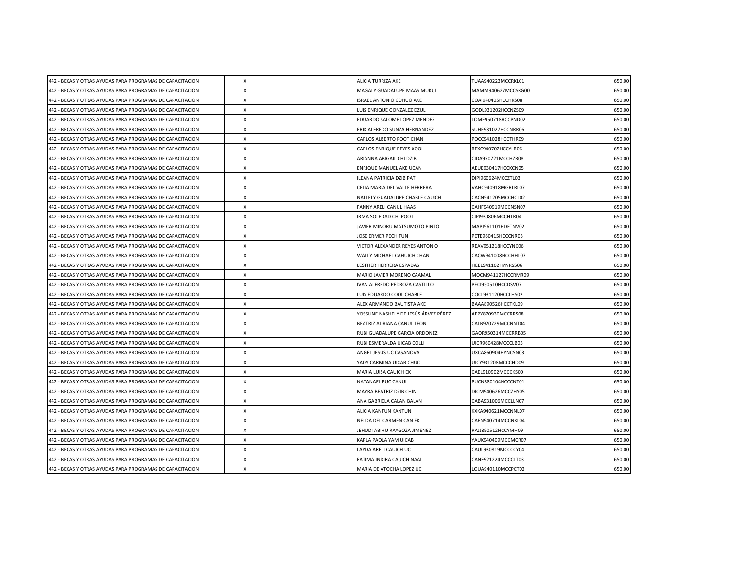| | | | | | | | |
|---|---|---|---|---|---|---|---|
| 442 - BECAS Y OTRAS AYUDAS PARA PROGRAMAS DE CAPACITACION | X | | | ALICIA TURRIZA AKE | TUAA940223MCCRKL01 | | 650.00 |
| 442 - BECAS Y OTRAS AYUDAS PARA PROGRAMAS DE CAPACITACION | X | | | MAGALY GUADALUPE MAAS MUKUL | MAMM940627MCCSKG00 | | 650.00 |
| 442 - BECAS Y OTRAS AYUDAS PARA PROGRAMAS DE CAPACITACION | X | | | ISRAEL ANTONIO COHUO AKE | COAI940405HCCHKS08 | | 650.00 |
| 442 - BECAS Y OTRAS AYUDAS PARA PROGRAMAS DE CAPACITACION | X | | | LUIS ENRIQUE GONZALEZ DZUL | GODL931202HCCNZS09 | | 650.00 |
| 442 - BECAS Y OTRAS AYUDAS PARA PROGRAMAS DE CAPACITACION | X | | | EDUARDO SALOME LOPEZ MENDEZ | LOME950718HCCPND02 | | 650.00 |
| 442 - BECAS Y OTRAS AYUDAS PARA PROGRAMAS DE CAPACITACION | X | | | ERIK ALFREDO SUNZA HERNANDEZ | SUHE931027HCCNRR06 | | 650.00 |
| 442 - BECAS Y OTRAS AYUDAS PARA PROGRAMAS DE CAPACITACION | X | | | CARLOS ALBERTO POOT CHAN | POCC941028HCCTHR09 | | 650.00 |
| 442 - BECAS Y OTRAS AYUDAS PARA PROGRAMAS DE CAPACITACION | X | | | CARLOS ENRIQUE REYES XOOL | REXC940702HCCYLR06 | | 650.00 |
| 442 - BECAS Y OTRAS AYUDAS PARA PROGRAMAS DE CAPACITACION | X | | | ARIANNA ABIGAIL CHI DZIB | CIDA950721MCCHZR08 | | 650.00 |
| 442 - BECAS Y OTRAS AYUDAS PARA PROGRAMAS DE CAPACITACION | X | | | ENRIQUE MANUEL AKE UCAN | AEUE930417HCCKCN05 | | 650.00 |
| 442 - BECAS Y OTRAS AYUDAS PARA PROGRAMAS DE CAPACITACION | X | | | ILEANA PATRICIA DZIB PAT | DIPI960624MCCZTL03 | | 650.00 |
| 442 - BECAS Y OTRAS AYUDAS PARA PROGRAMAS DE CAPACITACION | X | | | CELIA MARIA DEL VALLE HERRERA | VAHC940918MGRLRL07 | | 650.00 |
| 442 - BECAS Y OTRAS AYUDAS PARA PROGRAMAS DE CAPACITACION | X | | | NALLELY GUADALUPE CHABLE CAUICH | CACN941205MCCHCL02 | | 650.00 |
| 442 - BECAS Y OTRAS AYUDAS PARA PROGRAMAS DE CAPACITACION | X | | | FANNY ARELI CANUL HAAS | CAHF940919MCCNSN07 | | 650.00 |
| 442 - BECAS Y OTRAS AYUDAS PARA PROGRAMAS DE CAPACITACION | X | | | IRMA SOLEDAD CHI POOT | CIPI930806MCCHTR04 | | 650.00 |
| 442 - BECAS Y OTRAS AYUDAS PARA PROGRAMAS DE CAPACITACION | X | | | JAVIER MINORU MATSUMOTO PINTO | MAPJ961101HDFTNV02 | | 650.00 |
| 442 - BECAS Y OTRAS AYUDAS PARA PROGRAMAS DE CAPACITACION | X | | | JOSE ERMER PECH TUN | PETE960415HCCCNR03 | | 650.00 |
| 442 - BECAS Y OTRAS AYUDAS PARA PROGRAMAS DE CAPACITACION | X | | | VICTOR ALEXANDER REYES ANTONIO | REAV951218HCCYNC06 | | 650.00 |
| 442 - BECAS Y OTRAS AYUDAS PARA PROGRAMAS DE CAPACITACION | X | | | WALLY MICHAEL CAHUICH CHAN | CACW941008HCCHHL07 | | 650.00 |
| 442 - BECAS Y OTRAS AYUDAS PARA PROGRAMAS DE CAPACITACION | X | | | LESTHER HERRERA ESPADAS | HEEL941102HYNRSS06 | | 650.00 |
| 442 - BECAS Y OTRAS AYUDAS PARA PROGRAMAS DE CAPACITACION | X | | | MARIO JAVIER MORENO CAAMAL | MOCM941127HCCRMR09 | | 650.00 |
| 442 - BECAS Y OTRAS AYUDAS PARA PROGRAMAS DE CAPACITACION | X | | | IVAN ALFREDO PEDROZA CASTILLO | PECI950510HCCDSV07 | | 650.00 |
| 442 - BECAS Y OTRAS AYUDAS PARA PROGRAMAS DE CAPACITACION | X | | | LUIS EDUARDO COOL CHABLE | COCL931120HCCLHS02 | | 650.00 |
| 442 - BECAS Y OTRAS AYUDAS PARA PROGRAMAS DE CAPACITACION | X | | | ALEX ARMANDO BAUTISTA AKE | BAAA890526HCCTKL09 | | 650.00 |
| 442 - BECAS Y OTRAS AYUDAS PARA PROGRAMAS DE CAPACITACION | X | | | YOSSUNE NASHELY DE JESÚS ÁRVEZ PÉREZ | AEPY870930MCCRRS08 | | 650.00 |
| 442 - BECAS Y OTRAS AYUDAS PARA PROGRAMAS DE CAPACITACION | X | | | BEATRIZ ADRIANA CANUL LEON | CALB920729MCCNNT04 | | 650.00 |
| 442 - BECAS Y OTRAS AYUDAS PARA PROGRAMAS DE CAPACITACION | X | | | RUBI GUADALUPE GARCIA ORDOÑEZ | GAOR950314MCCRRB05 | | 650.00 |
| 442 - BECAS Y OTRAS AYUDAS PARA PROGRAMAS DE CAPACITACION | X | | | RUBI ESMERALDA UICAB COLLI | UICR960428MCCCLB05 | | 650.00 |
| 442 - BECAS Y OTRAS AYUDAS PARA PROGRAMAS DE CAPACITACION | X | | | ANGEL JESUS UC CASANOVA | UXCA860904HYNCSN03 | | 650.00 |
| 442 - BECAS Y OTRAS AYUDAS PARA PROGRAMAS DE CAPACITACION | X | | | YADY CARMINA UICAB CHUC | UICY931208MCCCHD09 | | 650.00 |
| 442 - BECAS Y OTRAS AYUDAS PARA PROGRAMAS DE CAPACITACION | X | | | MARIA LUISA CAUICH EK | CAEL910902MCCCKS00 | | 650.00 |
| 442 - BECAS Y OTRAS AYUDAS PARA PROGRAMAS DE CAPACITACION | X | | | NATANAEL PUC CANUL | PUCN880104HCCCNT01 | | 650.00 |
| 442 - BECAS Y OTRAS AYUDAS PARA PROGRAMAS DE CAPACITACION | X | | | MAYRA BEATRIZ DZIB CHIN | DICM940626MCCZHY05 | | 650.00 |
| 442 - BECAS Y OTRAS AYUDAS PARA PROGRAMAS DE CAPACITACION | X | | | ANA GABRIELA CALAN BALAN | CABA931006MCCLLN07 | | 650.00 |
| 442 - BECAS Y OTRAS AYUDAS PARA PROGRAMAS DE CAPACITACION | X | | | ALICIA KANTUN KANTUN | KXKA940621MCCNNL07 | | 650.00 |
| 442 - BECAS Y OTRAS AYUDAS PARA PROGRAMAS DE CAPACITACION | X | | | NELDA DEL CARMEN CAN EK | CAEN940714MCCNKL04 | | 650.00 |
| 442 - BECAS Y OTRAS AYUDAS PARA PROGRAMAS DE CAPACITACION | X | | | JEHUDI ABIHU RAYGOZA JIMENEZ | RAJJ890512HCCYMH09 | | 650.00 |
| 442 - BECAS Y OTRAS AYUDAS PARA PROGRAMAS DE CAPACITACION | X | | | KARLA PAOLA YAM UICAB | YAUK940409MCCMCR07 | | 650.00 |
| 442 - BECAS Y OTRAS AYUDAS PARA PROGRAMAS DE CAPACITACION | X | | | LAYDA ARELI CAUICH UC | CAUL930819MCCCCY04 | | 650.00 |
| 442 - BECAS Y OTRAS AYUDAS PARA PROGRAMAS DE CAPACITACION | X | | | FATIMA INDIRA CAUICH NAAL | CANF921224MCCCLT03 | | 650.00 |
| 442 - BECAS Y OTRAS AYUDAS PARA PROGRAMAS DE CAPACITACION | X | | | MARIA DE ATOCHA LOPEZ UC | LOUA940110MCCPCT02 | | 650.00 |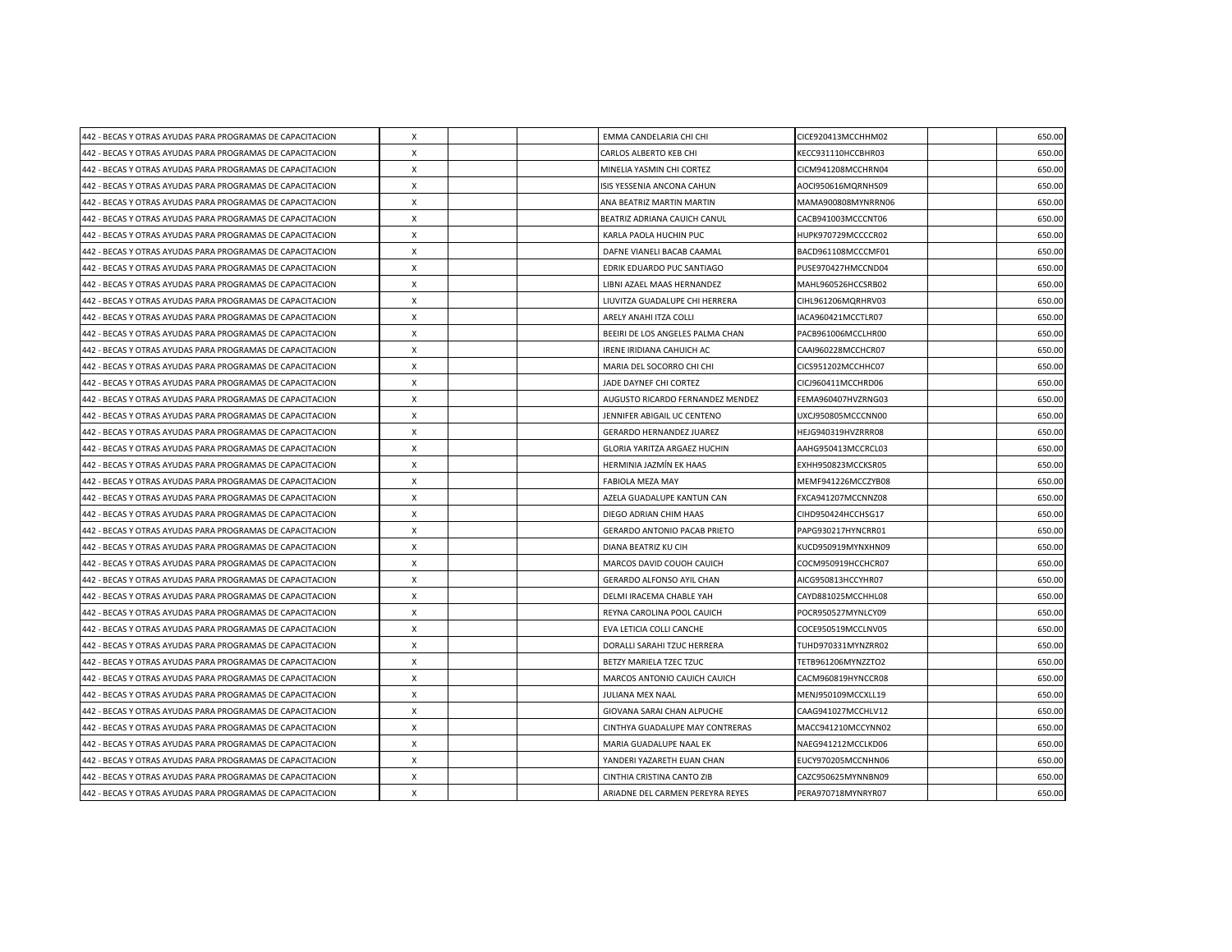| | | | | | | | |
|---|---|---|---|---|---|---|---|
| 442 - BECAS Y OTRAS AYUDAS PARA PROGRAMAS DE CAPACITACION | X | | | EMMA CANDELARIA CHI CHI | CICE920413MCCHHM02 | | 650.00 |
| 442 - BECAS Y OTRAS AYUDAS PARA PROGRAMAS DE CAPACITACION | X | | | CARLOS ALBERTO KEB CHI | KECC931110HCCBHR03 | | 650.00 |
| 442 - BECAS Y OTRAS AYUDAS PARA PROGRAMAS DE CAPACITACION | X | | | MINELIA YASMIN CHI CORTEZ | CICM941208MCCHRN04 | | 650.00 |
| 442 - BECAS Y OTRAS AYUDAS PARA PROGRAMAS DE CAPACITACION | X | | | ISIS YESSENIA ANCONA CAHUN | AOCI950616MQRNHS09 | | 650.00 |
| 442 - BECAS Y OTRAS AYUDAS PARA PROGRAMAS DE CAPACITACION | X | | | ANA BEATRIZ MARTIN MARTIN | MAMA900808MYNRRN06 | | 650.00 |
| 442 - BECAS Y OTRAS AYUDAS PARA PROGRAMAS DE CAPACITACION | X | | | BEATRIZ ADRIANA CAUICH CANUL | CACB941003MCCCNT06 | | 650.00 |
| 442 - BECAS Y OTRAS AYUDAS PARA PROGRAMAS DE CAPACITACION | X | | | KARLA PAOLA HUCHIN PUC | HUPK970729MCCCCR02 | | 650.00 |
| 442 - BECAS Y OTRAS AYUDAS PARA PROGRAMAS DE CAPACITACION | X | | | DAFNE VIANELI BACAB CAAMAL | BACD961108MCCCMF01 | | 650.00 |
| 442 - BECAS Y OTRAS AYUDAS PARA PROGRAMAS DE CAPACITACION | X | | | EDRIK EDUARDO PUC SANTIAGO | PUSE970427HMCCND04 | | 650.00 |
| 442 - BECAS Y OTRAS AYUDAS PARA PROGRAMAS DE CAPACITACION | X | | | LIBNI AZAEL MAAS HERNANDEZ | MAHL960526HCCSRB02 | | 650.00 |
| 442 - BECAS Y OTRAS AYUDAS PARA PROGRAMAS DE CAPACITACION | X | | | LIUVITZA GUADALUPE CHI HERRERA | CIHL961206MQRHRV03 | | 650.00 |
| 442 - BECAS Y OTRAS AYUDAS PARA PROGRAMAS DE CAPACITACION | X | | | ARELY ANAHI ITZA COLLI | IACA960421MCCTLR07 | | 650.00 |
| 442 - BECAS Y OTRAS AYUDAS PARA PROGRAMAS DE CAPACITACION | X | | | BEEIRI DE LOS ANGELES PALMA CHAN | PACB961006MCCLHR00 | | 650.00 |
| 442 - BECAS Y OTRAS AYUDAS PARA PROGRAMAS DE CAPACITACION | X | | | IRENE IRIDIANA CAHUICH AC | CAAI960228MCCHCR07 | | 650.00 |
| 442 - BECAS Y OTRAS AYUDAS PARA PROGRAMAS DE CAPACITACION | X | | | MARIA DEL SOCORRO CHI CHI | CICS951202MCCHHC07 | | 650.00 |
| 442 - BECAS Y OTRAS AYUDAS PARA PROGRAMAS DE CAPACITACION | X | | | JADE DAYNEF CHI CORTEZ | CICJ960411MCCHRD06 | | 650.00 |
| 442 - BECAS Y OTRAS AYUDAS PARA PROGRAMAS DE CAPACITACION | X | | | AUGUSTO RICARDO FERNANDEZ MENDEZ | FEMA960407HVZRNG03 | | 650.00 |
| 442 - BECAS Y OTRAS AYUDAS PARA PROGRAMAS DE CAPACITACION | X | | | JENNIFER ABIGAIL UC CENTENO | UXCJ950805MCCCNN00 | | 650.00 |
| 442 - BECAS Y OTRAS AYUDAS PARA PROGRAMAS DE CAPACITACION | X | | | GERARDO HERNANDEZ JUAREZ | HEJG940319HVZRRR08 | | 650.00 |
| 442 - BECAS Y OTRAS AYUDAS PARA PROGRAMAS DE CAPACITACION | X | | | GLORIA YARITZA ARGAEZ HUCHIN | AAHG950413MCCRCL03 | | 650.00 |
| 442 - BECAS Y OTRAS AYUDAS PARA PROGRAMAS DE CAPACITACION | X | | | HERMINIA JAZMÍN EK HAAS | EXHH950823MCCKSR05 | | 650.00 |
| 442 - BECAS Y OTRAS AYUDAS PARA PROGRAMAS DE CAPACITACION | X | | | FABIOLA MEZA MAY | MEMF941226MCCZYB08 | | 650.00 |
| 442 - BECAS Y OTRAS AYUDAS PARA PROGRAMAS DE CAPACITACION | X | | | AZELA GUADALUPE KANTUN CAN | FXCA941207MCCNNZ08 | | 650.00 |
| 442 - BECAS Y OTRAS AYUDAS PARA PROGRAMAS DE CAPACITACION | X | | | DIEGO ADRIAN CHIM HAAS | CIHD950424HCCHSG17 | | 650.00 |
| 442 - BECAS Y OTRAS AYUDAS PARA PROGRAMAS DE CAPACITACION | X | | | GERARDO ANTONIO PACAB PRIETO | PAPG930217HYNCRR01 | | 650.00 |
| 442 - BECAS Y OTRAS AYUDAS PARA PROGRAMAS DE CAPACITACION | X | | | DIANA BEATRIZ KU CIH | KUCD950919MYNXHN09 | | 650.00 |
| 442 - BECAS Y OTRAS AYUDAS PARA PROGRAMAS DE CAPACITACION | X | | | MARCOS DAVID COUOH CAUICH | COCM950919HCCHCR07 | | 650.00 |
| 442 - BECAS Y OTRAS AYUDAS PARA PROGRAMAS DE CAPACITACION | X | | | GERARDO ALFONSO AYIL CHAN | AICG950813HCCYHR07 | | 650.00 |
| 442 - BECAS Y OTRAS AYUDAS PARA PROGRAMAS DE CAPACITACION | X | | | DELMI IRACEMA CHABLE YAH | CAYD881025MCCHHL08 | | 650.00 |
| 442 - BECAS Y OTRAS AYUDAS PARA PROGRAMAS DE CAPACITACION | X | | | REYNA CAROLINA POOL CAUICH | POCR950527MYNLCY09 | | 650.00 |
| 442 - BECAS Y OTRAS AYUDAS PARA PROGRAMAS DE CAPACITACION | X | | | EVA LETICIA COLLI CANCHE | COCE950519MCCLNV05 | | 650.00 |
| 442 - BECAS Y OTRAS AYUDAS PARA PROGRAMAS DE CAPACITACION | X | | | DORALLI SARAHI TZUC HERRERA | TUHD970331MYNZRR02 | | 650.00 |
| 442 - BECAS Y OTRAS AYUDAS PARA PROGRAMAS DE CAPACITACION | X | | | BETZY MARIELA TZEC TZUC | TETB961206MYNZZTO2 | | 650.00 |
| 442 - BECAS Y OTRAS AYUDAS PARA PROGRAMAS DE CAPACITACION | X | | | MARCOS ANTONIO CAUICH CAUICH | CACM960819HYNCCR08 | | 650.00 |
| 442 - BECAS Y OTRAS AYUDAS PARA PROGRAMAS DE CAPACITACION | X | | | JULIANA MEX NAAL | MENJ950109MCCXLL19 | | 650.00 |
| 442 - BECAS Y OTRAS AYUDAS PARA PROGRAMAS DE CAPACITACION | X | | | GIOVANA SARAI CHAN ALPUCHE | CAAG941027MCCHLV12 | | 650.00 |
| 442 - BECAS Y OTRAS AYUDAS PARA PROGRAMAS DE CAPACITACION | X | | | CINTHYA GUADALUPE MAY CONTRERAS | MACC941210MCCYNN02 | | 650.00 |
| 442 - BECAS Y OTRAS AYUDAS PARA PROGRAMAS DE CAPACITACION | X | | | MARIA GUADALUPE NAAL EK | NAEG941212MCCLKD06 | | 650.00 |
| 442 - BECAS Y OTRAS AYUDAS PARA PROGRAMAS DE CAPACITACION | X | | | YANDERI YAZARETH EUAN CHAN | EUCY970205MCCNHN06 | | 650.00 |
| 442 - BECAS Y OTRAS AYUDAS PARA PROGRAMAS DE CAPACITACION | X | | | CINTHIA CRISTINA CANTO ZIB | CAZC950625MYNNBN09 | | 650.00 |
| 442 - BECAS Y OTRAS AYUDAS PARA PROGRAMAS DE CAPACITACION | X | | | ARIADNE DEL CARMEN PEREYRA REYES | PERA970718MYNRYR07 | | 650.00 |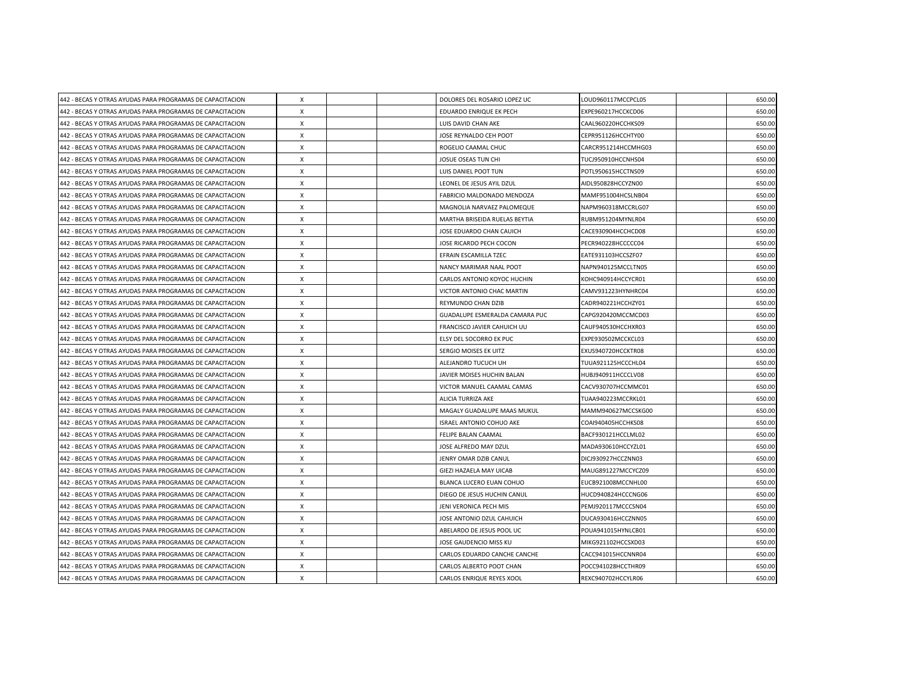| | | | | | | | |
|---|---|---|---|---|---|---|---|
| 442 - BECAS Y OTRAS AYUDAS PARA PROGRAMAS DE CAPACITACION | X | | | DOLORES DEL ROSARIO LOPEZ UC | LOUD960117MCCPCL05 | | 650.00 |
| 442 - BECAS Y OTRAS AYUDAS PARA PROGRAMAS DE CAPACITACION | X | | | EDUARDO ENRIQUE EK PECH | EXPE960217HCCKCD06 | | 650.00 |
| 442 - BECAS Y OTRAS AYUDAS PARA PROGRAMAS DE CAPACITACION | X | | | LUIS DAVID CHAN AKE | CAAL960220HCCHKS09 | | 650.00 |
| 442 - BECAS Y OTRAS AYUDAS PARA PROGRAMAS DE CAPACITACION | X | | | JOSE REYNALDO CEH POOT | CEPR951126HCCHTY00 | | 650.00 |
| 442 - BECAS Y OTRAS AYUDAS PARA PROGRAMAS DE CAPACITACION | X | | | ROGELIO CAAMAL CHUC | CARCR951214HCCMHG03 | | 650.00 |
| 442 - BECAS Y OTRAS AYUDAS PARA PROGRAMAS DE CAPACITACION | X | | | JOSUE OSEAS TUN CHI | TUCJ950910HCCNHS04 | | 650.00 |
| 442 - BECAS Y OTRAS AYUDAS PARA PROGRAMAS DE CAPACITACION | X | | | LUIS DANIEL POOT TUN | POTL950615HCCTNS09 | | 650.00 |
| 442 - BECAS Y OTRAS AYUDAS PARA PROGRAMAS DE CAPACITACION | X | | | LEONEL DE JESUS AYIL DZUL | AIDL950828HCCYZN00 | | 650.00 |
| 442 - BECAS Y OTRAS AYUDAS PARA PROGRAMAS DE CAPACITACION | X | | | FABRICIO MALDONADO MENDOZA | MAMF951004HCSLNB04 | | 650.00 |
| 442 - BECAS Y OTRAS AYUDAS PARA PROGRAMAS DE CAPACITACION | X | | | MAGNOLIA NARVAEZ PALOMEQUE | NAPM960318MCCRLG07 | | 650.00 |
| 442 - BECAS Y OTRAS AYUDAS PARA PROGRAMAS DE CAPACITACION | X | | | MARTHA BRISEIDA RUELAS BEYTIA | RUBM951204MYNLR04 | | 650.00 |
| 442 - BECAS Y OTRAS AYUDAS PARA PROGRAMAS DE CAPACITACION | X | | | JOSE EDUARDO CHAN CAUICH | CACE930904HCCHCD08 | | 650.00 |
| 442 - BECAS Y OTRAS AYUDAS PARA PROGRAMAS DE CAPACITACION | X | | | JOSE RICARDO PECH COCON | PECR940228HCCCCC04 | | 650.00 |
| 442 - BECAS Y OTRAS AYUDAS PARA PROGRAMAS DE CAPACITACION | X | | | EFRAIN ESCAMILLA TZEC | EATE931103HCCSZF07 | | 650.00 |
| 442 - BECAS Y OTRAS AYUDAS PARA PROGRAMAS DE CAPACITACION | X | | | NANCY MARIMAR NAAL POOT | NAPN940125MCCLTN05 | | 650.00 |
| 442 - BECAS Y OTRAS AYUDAS PARA PROGRAMAS DE CAPACITACION | X | | | CARLOS ANTONIO KOYOC HUCHIN | KOHC940914HCCYCR01 | | 650.00 |
| 442 - BECAS Y OTRAS AYUDAS PARA PROGRAMAS DE CAPACITACION | X | | | VICTOR ANTONIO CHAC MARTIN | CAMV931223HYNHRC04 | | 650.00 |
| 442 - BECAS Y OTRAS AYUDAS PARA PROGRAMAS DE CAPACITACION | X | | | REYMUNDO CHAN DZIB | CADR940221HCCHZY01 | | 650.00 |
| 442 - BECAS Y OTRAS AYUDAS PARA PROGRAMAS DE CAPACITACION | X | | | GUADALUPE ESMERALDA CAMARA PUC | CAPG920420MCCMCD03 | | 650.00 |
| 442 - BECAS Y OTRAS AYUDAS PARA PROGRAMAS DE CAPACITACION | X | | | FRANCISCO JAVIER CAHUICH UU | CAUF940530HCCHXR03 | | 650.00 |
| 442 - BECAS Y OTRAS AYUDAS PARA PROGRAMAS DE CAPACITACION | X | | | ELSY DEL SOCORRO EK PUC | EXPE930502MCCKCL03 | | 650.00 |
| 442 - BECAS Y OTRAS AYUDAS PARA PROGRAMAS DE CAPACITACION | X | | | SERGIO MOISES EK UITZ | EXUS940720HCCKTR08 | | 650.00 |
| 442 - BECAS Y OTRAS AYUDAS PARA PROGRAMAS DE CAPACITACION | X | | | ALEJANDRO TUCUCH UH | TUUA921125HCCCHL04 | | 650.00 |
| 442 - BECAS Y OTRAS AYUDAS PARA PROGRAMAS DE CAPACITACION | X | | | JAVIER MOISES HUCHIN BALAN | HUBJ940911HCCCLV08 | | 650.00 |
| 442 - BECAS Y OTRAS AYUDAS PARA PROGRAMAS DE CAPACITACION | X | | | VICTOR MANUEL CAAMAL CAMAS | CACV930707HCCMMC01 | | 650.00 |
| 442 - BECAS Y OTRAS AYUDAS PARA PROGRAMAS DE CAPACITACION | X | | | ALICIA TURRIZA AKE | TUAA940223MCCRKL01 | | 650.00 |
| 442 - BECAS Y OTRAS AYUDAS PARA PROGRAMAS DE CAPACITACION | X | | | MAGALY GUADALUPE MAAS MUKUL | MAMM940627MCCSKG00 | | 650.00 |
| 442 - BECAS Y OTRAS AYUDAS PARA PROGRAMAS DE CAPACITACION | X | | | ISRAEL ANTONIO COHUO AKE | COAI940405HCCHKS08 | | 650.00 |
| 442 - BECAS Y OTRAS AYUDAS PARA PROGRAMAS DE CAPACITACION | X | | | FELIPE BALAN CAAMAL | BACF930121HCCLML02 | | 650.00 |
| 442 - BECAS Y OTRAS AYUDAS PARA PROGRAMAS DE CAPACITACION | X | | | JOSE ALFREDO MAY DZUL | MADA930610HCCYZL01 | | 650.00 |
| 442 - BECAS Y OTRAS AYUDAS PARA PROGRAMAS DE CAPACITACION | X | | | JENRY OMAR DZIB CANUL | DICJ930927HCCZNN03 | | 650.00 |
| 442 - BECAS Y OTRAS AYUDAS PARA PROGRAMAS DE CAPACITACION | X | | | GIEZI HAZAELA MAY UICAB | MAUG891227MCCYCZ09 | | 650.00 |
| 442 - BECAS Y OTRAS AYUDAS PARA PROGRAMAS DE CAPACITACION | X | | | BLANCA LUCERO EUAN COHUO | EUCB921008MCCNHL00 | | 650.00 |
| 442 - BECAS Y OTRAS AYUDAS PARA PROGRAMAS DE CAPACITACION | X | | | DIEGO DE JESUS HUCHIN CANUL | HUCD940824HCCCNG06 | | 650.00 |
| 442 - BECAS Y OTRAS AYUDAS PARA PROGRAMAS DE CAPACITACION | X | | | JENI VERONICA PECH MIS | PEMJ920117MCCCSN04 | | 650.00 |
| 442 - BECAS Y OTRAS AYUDAS PARA PROGRAMAS DE CAPACITACION | X | | | JOSE ANTONIO DZUL CAHUICH | DUCA930416HCCZNN05 | | 650.00 |
| 442 - BECAS Y OTRAS AYUDAS PARA PROGRAMAS DE CAPACITACION | X | | | ABELARDO DE JESUS POOL UC | POUA941015HYNLCB01 | | 650.00 |
| 442 - BECAS Y OTRAS AYUDAS PARA PROGRAMAS DE CAPACITACION | X | | | JOSE GAUDENCIO MISS KU | MIKG921102HCCSXD03 | | 650.00 |
| 442 - BECAS Y OTRAS AYUDAS PARA PROGRAMAS DE CAPACITACION | X | | | CARLOS EDUARDO CANCHE CANCHE | CACC941015HCCNNR04 | | 650.00 |
| 442 - BECAS Y OTRAS AYUDAS PARA PROGRAMAS DE CAPACITACION | X | | | CARLOS ALBERTO POOT CHAN | POCC941028HCCTHR09 | | 650.00 |
| 442 - BECAS Y OTRAS AYUDAS PARA PROGRAMAS DE CAPACITACION | X | | | CARLOS ENRIQUE REYES XOOL | REXC940702HCCYLR06 | | 650.00 |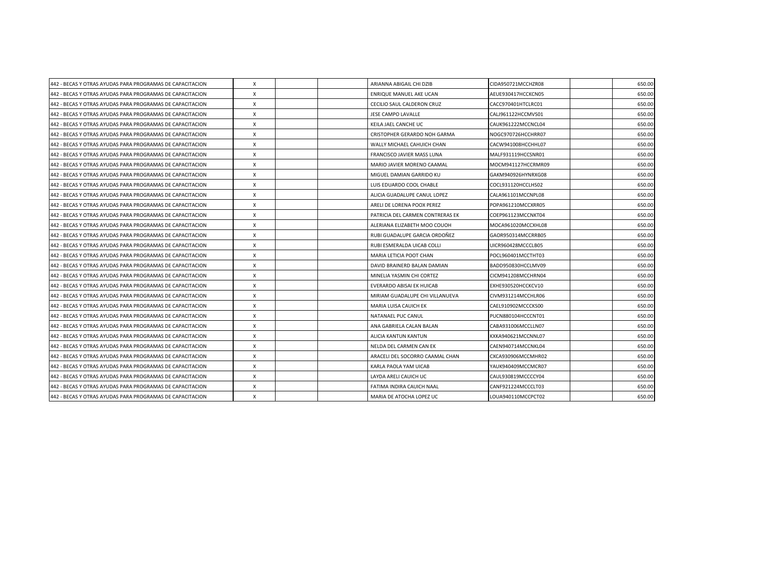| | | | | | | | |
|---|---|---|---|---|---|---|---|
| 442 - BECAS Y OTRAS AYUDAS PARA PROGRAMAS DE CAPACITACION | X | | | ARIANNA ABIGAIL CHI DZIB | CIDA950721MCCHZR08 | | 650.00 |
| 442 - BECAS Y OTRAS AYUDAS PARA PROGRAMAS DE CAPACITACION | X | | | ENRIQUE MANUEL AKE UCAN | AEUE930417HCCKCN05 | | 650.00 |
| 442 - BECAS Y OTRAS AYUDAS PARA PROGRAMAS DE CAPACITACION | X | | | CECILIO SAUL CALDERON CRUZ | CACC970401HTCLRC01 | | 650.00 |
| 442 - BECAS Y OTRAS AYUDAS PARA PROGRAMAS DE CAPACITACION | X | | | JESE CAMPO LAVALLE | CALJ961122HCCMVS01 | | 650.00 |
| 442 - BECAS Y OTRAS AYUDAS PARA PROGRAMAS DE CAPACITACION | X | | | KEILA JAEL CANCHE UC | CAUK961222MCCNCL04 | | 650.00 |
| 442 - BECAS Y OTRAS AYUDAS PARA PROGRAMAS DE CAPACITACION | X | | | CRISTOPHER GERARDO NOH GARMA | NOGC970726HCCHRR07 | | 650.00 |
| 442 - BECAS Y OTRAS AYUDAS PARA PROGRAMAS DE CAPACITACION | X | | | WALLY MICHAEL CAHUICH CHAN | CACW941008HCCHHL07 | | 650.00 |
| 442 - BECAS Y OTRAS AYUDAS PARA PROGRAMAS DE CAPACITACION | X | | | FRANCISCO JAVIER MASS LUNA | MALF931119HCCSNR01 | | 650.00 |
| 442 - BECAS Y OTRAS AYUDAS PARA PROGRAMAS DE CAPACITACION | X | | | MARIO JAVIER MORENO CAAMAL | MOCM941127HCCRMR09 | | 650.00 |
| 442 - BECAS Y OTRAS AYUDAS PARA PROGRAMAS DE CAPACITACION | X | | | MIGUEL DAMIAN GARRIDO KU | GAKM940926HYNRXG08 | | 650.00 |
| 442 - BECAS Y OTRAS AYUDAS PARA PROGRAMAS DE CAPACITACION | X | | | LUIS EDUARDO COOL CHABLE | COCL931120HCCLHS02 | | 650.00 |
| 442 - BECAS Y OTRAS AYUDAS PARA PROGRAMAS DE CAPACITACION | X | | | ALICIA GUADALUPE CANUL LOPEZ | CALA961101MCCNPL08 | | 650.00 |
| 442 - BECAS Y OTRAS AYUDAS PARA PROGRAMAS DE CAPACITACION | X | | | ARELI DE LORENA POOX PEREZ | POPA961210MCCXRR05 | | 650.00 |
| 442 - BECAS Y OTRAS AYUDAS PARA PROGRAMAS DE CAPACITACION | X | | | PATRICIA DEL CARMEN CONTRERAS EK | COEP961123MCCNKT04 | | 650.00 |
| 442 - BECAS Y OTRAS AYUDAS PARA PROGRAMAS DE CAPACITACION | X | | | ALERIANA ELIZABETH MOO COUOH | MOCA961020MCCXHL08 | | 650.00 |
| 442 - BECAS Y OTRAS AYUDAS PARA PROGRAMAS DE CAPACITACION | X | | | RUBI GUADALUPE GARCIA ORDOÑEZ | GAOR950314MCCRRB05 | | 650.00 |
| 442 - BECAS Y OTRAS AYUDAS PARA PROGRAMAS DE CAPACITACION | X | | | RUBI ESMERALDA UICAB COLLI | UICR960428MCCCLB05 | | 650.00 |
| 442 - BECAS Y OTRAS AYUDAS PARA PROGRAMAS DE CAPACITACION | X | | | MARIA LETICIA POOT CHAN | POCL960401MCCTHT03 | | 650.00 |
| 442 - BECAS Y OTRAS AYUDAS PARA PROGRAMAS DE CAPACITACION | X | | | DAVID BRAINERD BALAN DAMIAN | BADD950830HCCLMV09 | | 650.00 |
| 442 - BECAS Y OTRAS AYUDAS PARA PROGRAMAS DE CAPACITACION | X | | | MINELIA YASMIN CHI CORTEZ | CICM941208MCCHRN04 | | 650.00 |
| 442 - BECAS Y OTRAS AYUDAS PARA PROGRAMAS DE CAPACITACION | X | | | EVERARDO ABISAI EK HUICAB | EXHE930520HCCKCV10 | | 650.00 |
| 442 - BECAS Y OTRAS AYUDAS PARA PROGRAMAS DE CAPACITACION | X | | | MIRIAM GUADALUPE CHI VILLANUEVA | CIVM931214MCCHLR06 | | 650.00 |
| 442 - BECAS Y OTRAS AYUDAS PARA PROGRAMAS DE CAPACITACION | X | | | MARIA LUISA CAUICH EK | CAEL910902MCCCKS00 | | 650.00 |
| 442 - BECAS Y OTRAS AYUDAS PARA PROGRAMAS DE CAPACITACION | X | | | NATANAEL PUC CANUL | PUCN880104HCCCNT01 | | 650.00 |
| 442 - BECAS Y OTRAS AYUDAS PARA PROGRAMAS DE CAPACITACION | X | | | ANA GABRIELA CALAN BALAN | CABA931006MCCLLN07 | | 650.00 |
| 442 - BECAS Y OTRAS AYUDAS PARA PROGRAMAS DE CAPACITACION | X | | | ALICIA KANTUN KANTUN | KXKA940621MCCNNL07 | | 650.00 |
| 442 - BECAS Y OTRAS AYUDAS PARA PROGRAMAS DE CAPACITACION | X | | | NELDA DEL CARMEN CAN EK | CAEN940714MCCNKL04 | | 650.00 |
| 442 - BECAS Y OTRAS AYUDAS PARA PROGRAMAS DE CAPACITACION | X | | | ARACELI DEL SOCORRO CAAMAL CHAN | CXCA930906MCCMHR02 | | 650.00 |
| 442 - BECAS Y OTRAS AYUDAS PARA PROGRAMAS DE CAPACITACION | X | | | KARLA PAOLA YAM UICAB | YAUK940409MCCMCR07 | | 650.00 |
| 442 - BECAS Y OTRAS AYUDAS PARA PROGRAMAS DE CAPACITACION | X | | | LAYDA ARELI CAUICH UC | CAUL930819MCCCCY04 | | 650.00 |
| 442 - BECAS Y OTRAS AYUDAS PARA PROGRAMAS DE CAPACITACION | X | | | FATIMA INDIRA CAUICH NAAL | CANF921224MCCCLT03 | | 650.00 |
| 442 - BECAS Y OTRAS AYUDAS PARA PROGRAMAS DE CAPACITACION | X | | | MARIA DE ATOCHA LOPEZ UC | LOUA940110MCCPCT02 | | 650.00 |